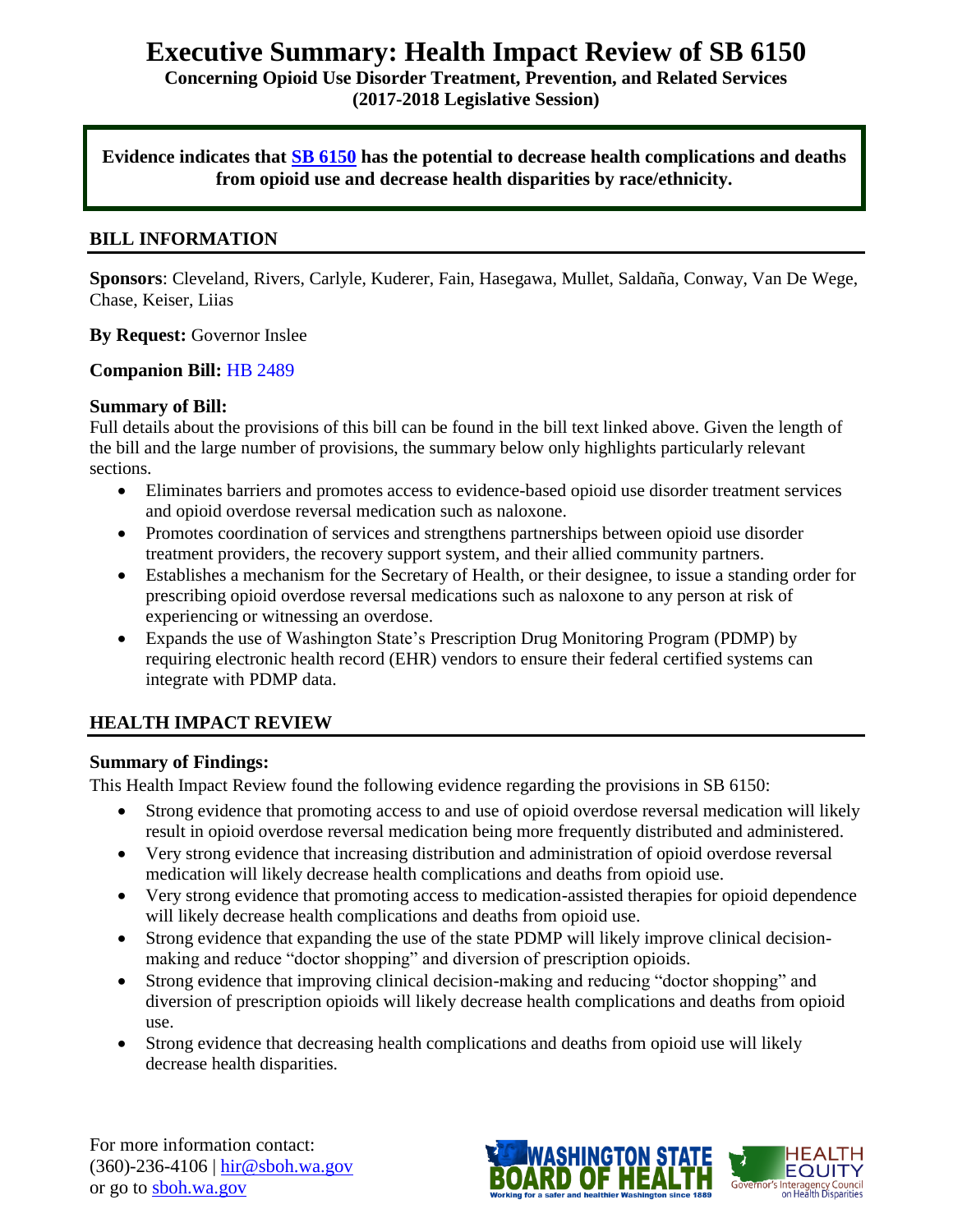# Executive Summary: Health Impact Review of SB 6150

**Concerning Opioid Use Disorder Treatment, Prevention, and Related Services (2017-2018 Legislative Session)**

**Evidence indicates that SB 6150 has the potential to decrease health complications and deaths from opioid use and decrease health disparities by race/ethnicity.**

## BILL INFORMATION

**Sponsors**: Cleveland, Rivers, Carlyle, Kuderer, Fain, Hasegawa, Mullet, Saldaña, Conway, Van De Wege, Chase, Keiser, Liias

**By Request:** Governor Inslee

**Companion Bill:** HB 2489

**Summary of Bill:**

Full details about the provisions of this bill can be found in the bill text linked above. Given the length of the bill and the large number of provisions, the summary below only highlights particularly relevant sections.

- Eliminates barriers and promotes access to evidence-based opioid use disorder treatment services and opioid overdose reversal medication such as naloxone.
- Promotes coordination of services and strengthens partnerships between opioid use disorder treatment providers, the recovery support system, and their allied community partners.
- Establishes a mechanism for the Secretary of Health, or their designee, to issue a standing order for prescribing opioid overdose reversal medications such as naloxone to any person at risk of experiencing or witnessing an overdose.
- Expands the use of Washington State's Prescription Drug Monitoring Program (PDMP) by requiring electronic health record (EHR) vendors to ensure their federal certified systems can integrate with PDMP data.

## HEALTH IMPACT REVIEW

**Summary of Findings:**

This Health Impact Review found the following evidence regarding the provisions in SB 6150:

- Strong evidence that promoting access to and use of opioid overdose reversal medication will likely result in opioid overdose reversal medication being more frequently distributed and administered.
- Very strong evidence that increasing distribution and administration of opioid overdose reversal medication will likely decrease health complications and deaths from opioid use.
- Very strong evidence that promoting access to medication-assisted therapies for opioid dependence will likely decrease health complications and deaths from opioid use.
- Strong evidence that expanding the use of the state PDMP will likely improve clinical decision-making and reduce "doctor shopping" and diversion of prescription opioids.
- Strong evidence that improving clinical decision-making and reducing "doctor shopping" and diversion of prescription opioids will likely decrease health complications and deaths from opioid use.
- Strong evidence that decreasing health complications and deaths from opioid use will likely decrease health disparities.

For more information contact:
(360)-236-4106 | hir@sboh.wa.gov
or go to sboh.wa.gov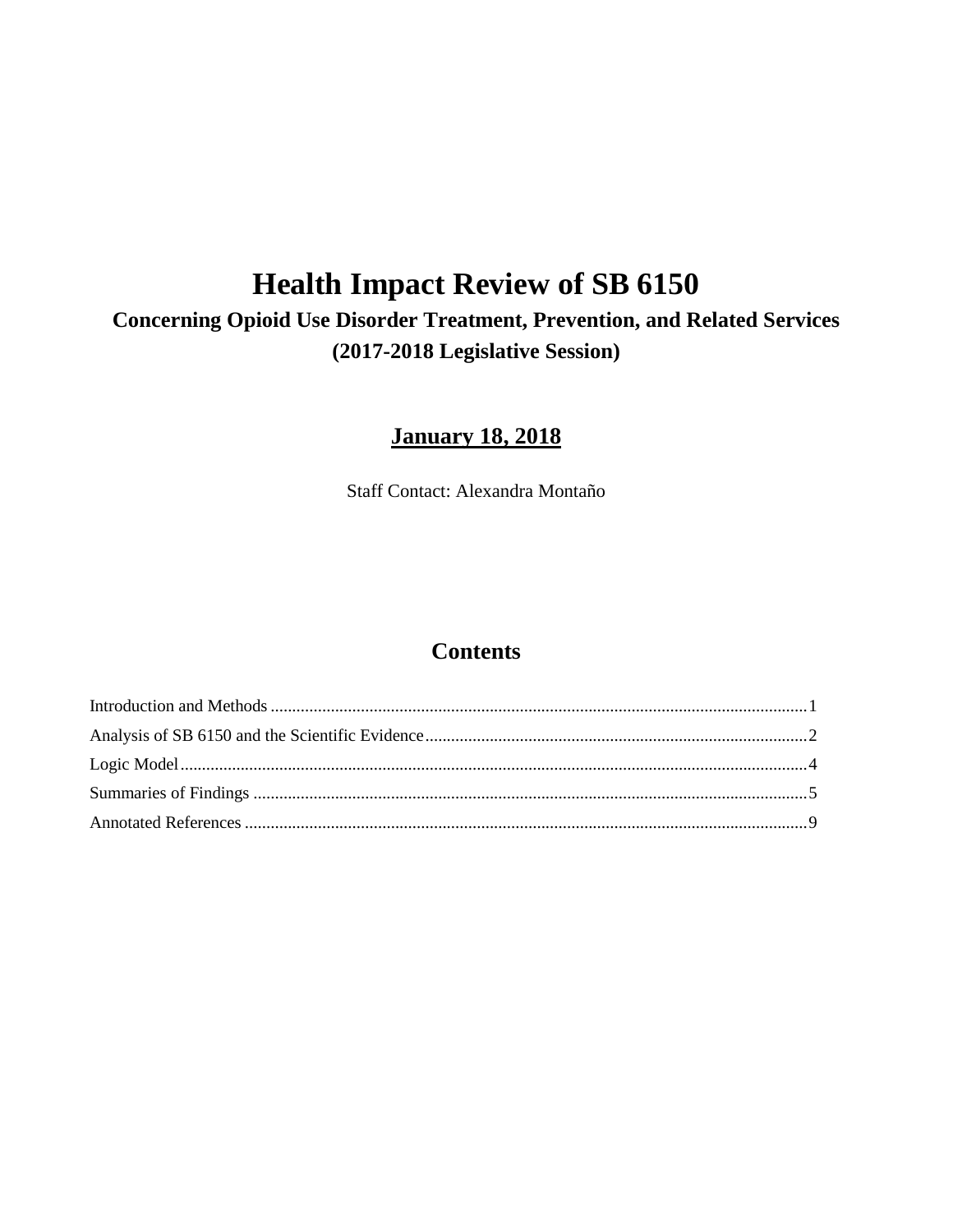# Health Impact Review of SB 6150

## Concerning Opioid Use Disorder Treatment, Prevention, and Related Services (2017-2018 Legislative Session)

**<u>January 18, 2018</u>**

Staff Contact: Alexandra Montaño

## Contents

Introduction and Methods ............................................................................................................1

Analysis of SB 6150 and the Scientific Evidence.........................................................................2

Logic Model..................................................................................................................................4

Summaries of Findings ................................................................................................................5

Annotated References ..................................................................................................................9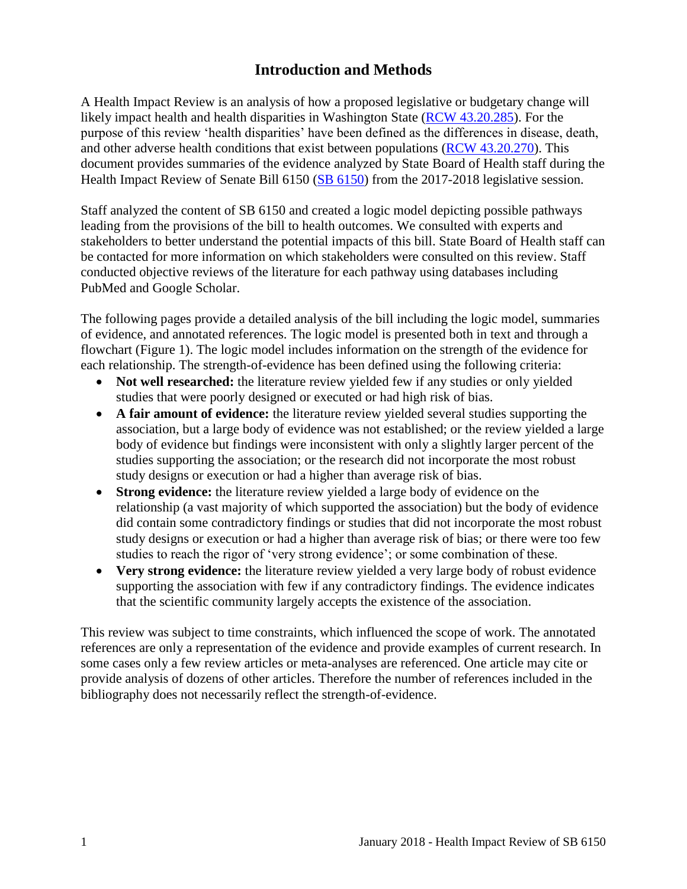# Introduction and Methods

A Health Impact Review is an analysis of how a proposed legislative or budgetary change will likely impact health and health disparities in Washington State (RCW 43.20.285). For the purpose of this review 'health disparities' have been defined as the differences in disease, death, and other adverse health conditions that exist between populations (RCW 43.20.270). This document provides summaries of the evidence analyzed by State Board of Health staff during the Health Impact Review of Senate Bill 6150 (SB 6150) from the 2017-2018 legislative session.

Staff analyzed the content of SB 6150 and created a logic model depicting possible pathways leading from the provisions of the bill to health outcomes. We consulted with experts and stakeholders to better understand the potential impacts of this bill. State Board of Health staff can be contacted for more information on which stakeholders were consulted on this review. Staff conducted objective reviews of the literature for each pathway using databases including PubMed and Google Scholar.

The following pages provide a detailed analysis of the bill including the logic model, summaries of evidence, and annotated references. The logic model is presented both in text and through a flowchart (Figure 1). The logic model includes information on the strength of the evidence for each relationship. The strength-of-evidence has been defined using the following criteria:

- **Not well researched:** the literature review yielded few if any studies or only yielded studies that were poorly designed or executed or had high risk of bias.
- **A fair amount of evidence:** the literature review yielded several studies supporting the association, but a large body of evidence was not established; or the review yielded a large body of evidence but findings were inconsistent with only a slightly larger percent of the studies supporting the association; or the research did not incorporate the most robust study designs or execution or had a higher than average risk of bias.
- **Strong evidence:** the literature review yielded a large body of evidence on the relationship (a vast majority of which supported the association) but the body of evidence did contain some contradictory findings or studies that did not incorporate the most robust study designs or execution or had a higher than average risk of bias; or there were too few studies to reach the rigor of 'very strong evidence'; or some combination of these.
- **Very strong evidence:** the literature review yielded a very large body of robust evidence supporting the association with few if any contradictory findings. The evidence indicates that the scientific community largely accepts the existence of the association.

This review was subject to time constraints, which influenced the scope of work. The annotated references are only a representation of the evidence and provide examples of current research. In some cases only a few review articles or meta-analyses are referenced. One article may cite or provide analysis of dozens of other articles. Therefore the number of references included in the bibliography does not necessarily reflect the strength-of-evidence.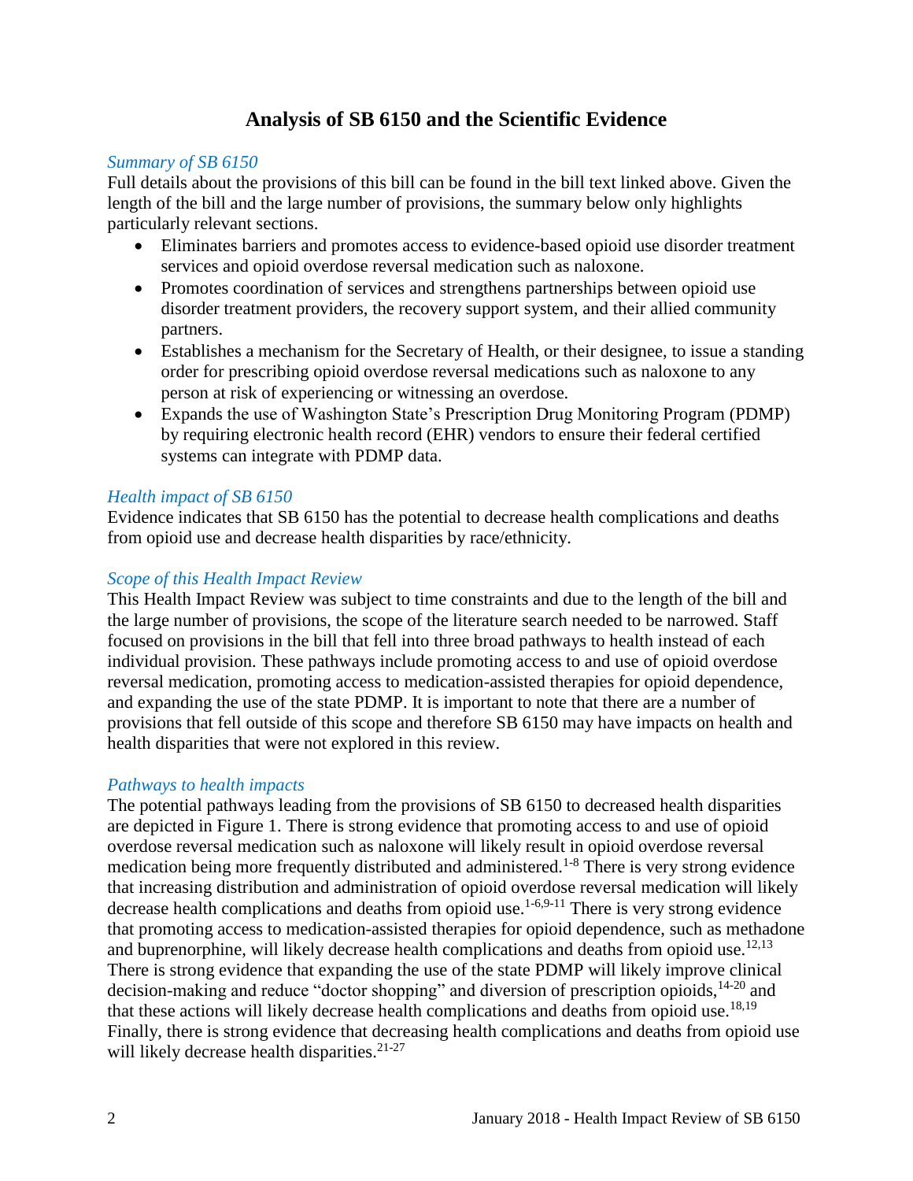# Analysis of SB 6150 and the Scientific Evidence

*Summary of SB 6150*

Full details about the provisions of this bill can be found in the bill text linked above. Given the length of the bill and the large number of provisions, the summary below only highlights particularly relevant sections.

- Eliminates barriers and promotes access to evidence-based opioid use disorder treatment services and opioid overdose reversal medication such as naloxone.
- Promotes coordination of services and strengthens partnerships between opioid use disorder treatment providers, the recovery support system, and their allied community partners.
- Establishes a mechanism for the Secretary of Health, or their designee, to issue a standing order for prescribing opioid overdose reversal medications such as naloxone to any person at risk of experiencing or witnessing an overdose.
- Expands the use of Washington State's Prescription Drug Monitoring Program (PDMP) by requiring electronic health record (EHR) vendors to ensure their federal certified systems can integrate with PDMP data.

*Health impact of SB 6150*

Evidence indicates that SB 6150 has the potential to decrease health complications and deaths from opioid use and decrease health disparities by race/ethnicity.

*Scope of this Health Impact Review*

This Health Impact Review was subject to time constraints and due to the length of the bill and the large number of provisions, the scope of the literature search needed to be narrowed. Staff focused on provisions in the bill that fell into three broad pathways to health instead of each individual provision. These pathways include promoting access to and use of opioid overdose reversal medication, promoting access to medication-assisted therapies for opioid dependence, and expanding the use of the state PDMP. It is important to note that there are a number of provisions that fell outside of this scope and therefore SB 6150 may have impacts on health and health disparities that were not explored in this review.

*Pathways to health impacts*

The potential pathways leading from the provisions of SB 6150 to decreased health disparities are depicted in Figure 1. There is strong evidence that promoting access to and use of opioid overdose reversal medication such as naloxone will likely result in opioid overdose reversal medication being more frequently distributed and administered.[1-8] There is very strong evidence that increasing distribution and administration of opioid overdose reversal medication will likely decrease health complications and deaths from opioid use.[1-6,9-11] There is very strong evidence that promoting access to medication-assisted therapies for opioid dependence, such as methadone and buprenorphine, will likely decrease health complications and deaths from opioid use.[12,13] There is strong evidence that expanding the use of the state PDMP will likely improve clinical decision-making and reduce "doctor shopping" and diversion of prescription opioids,[14-20] and that these actions will likely decrease health complications and deaths from opioid use.[18,19] Finally, there is strong evidence that decreasing health complications and deaths from opioid use will likely decrease health disparities.[21-27]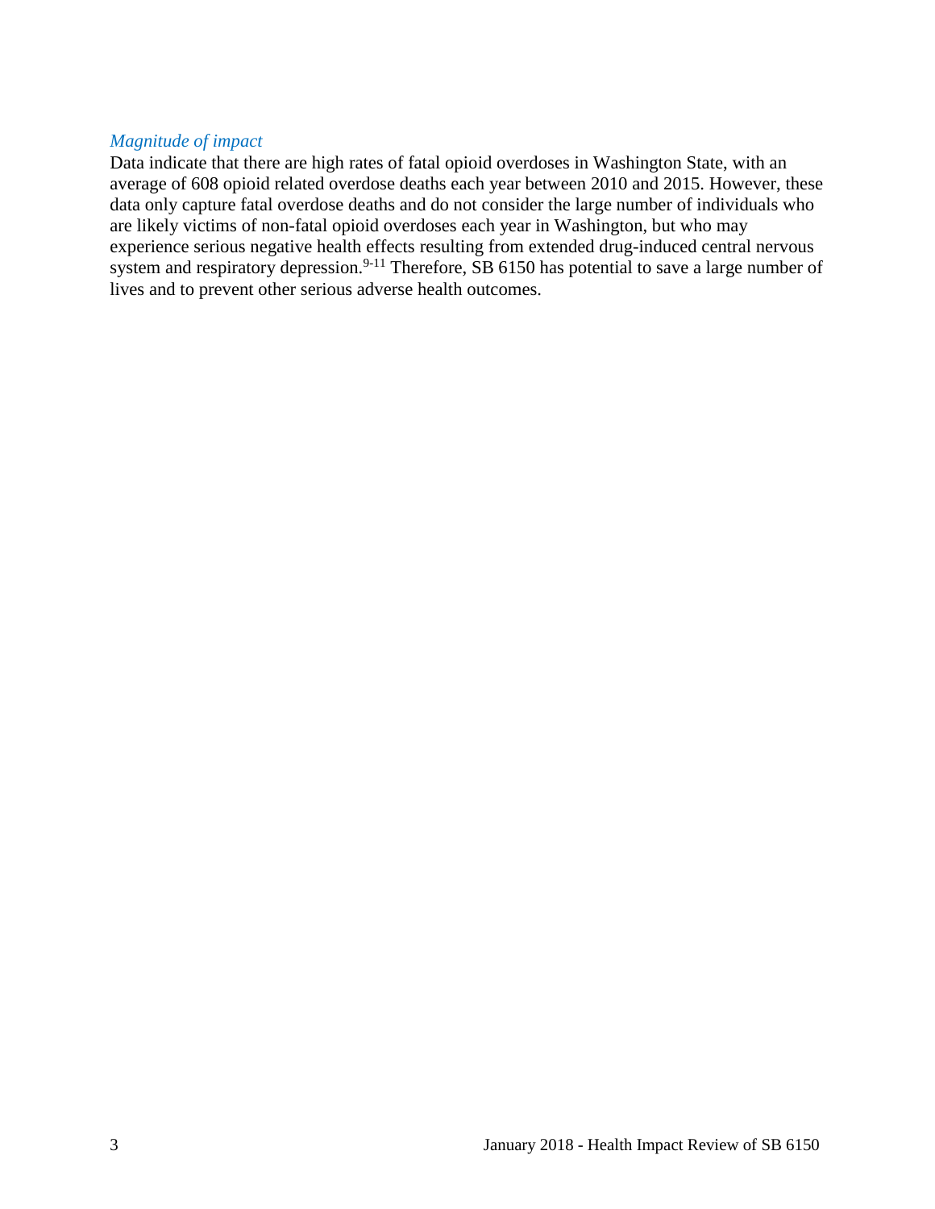### *Magnitude of impact*

Data indicate that there are high rates of fatal opioid overdoses in Washington State, with an average of 608 opioid related overdose deaths each year between 2010 and 2015. However, these data only capture fatal overdose deaths and do not consider the large number of individuals who are likely victims of non-fatal opioid overdoses each year in Washington, but who may experience serious negative health effects resulting from extended drug-induced central nervous system and respiratory depression.[9-11] Therefore, SB 6150 has potential to save a large number of lives and to prevent other serious adverse health outcomes.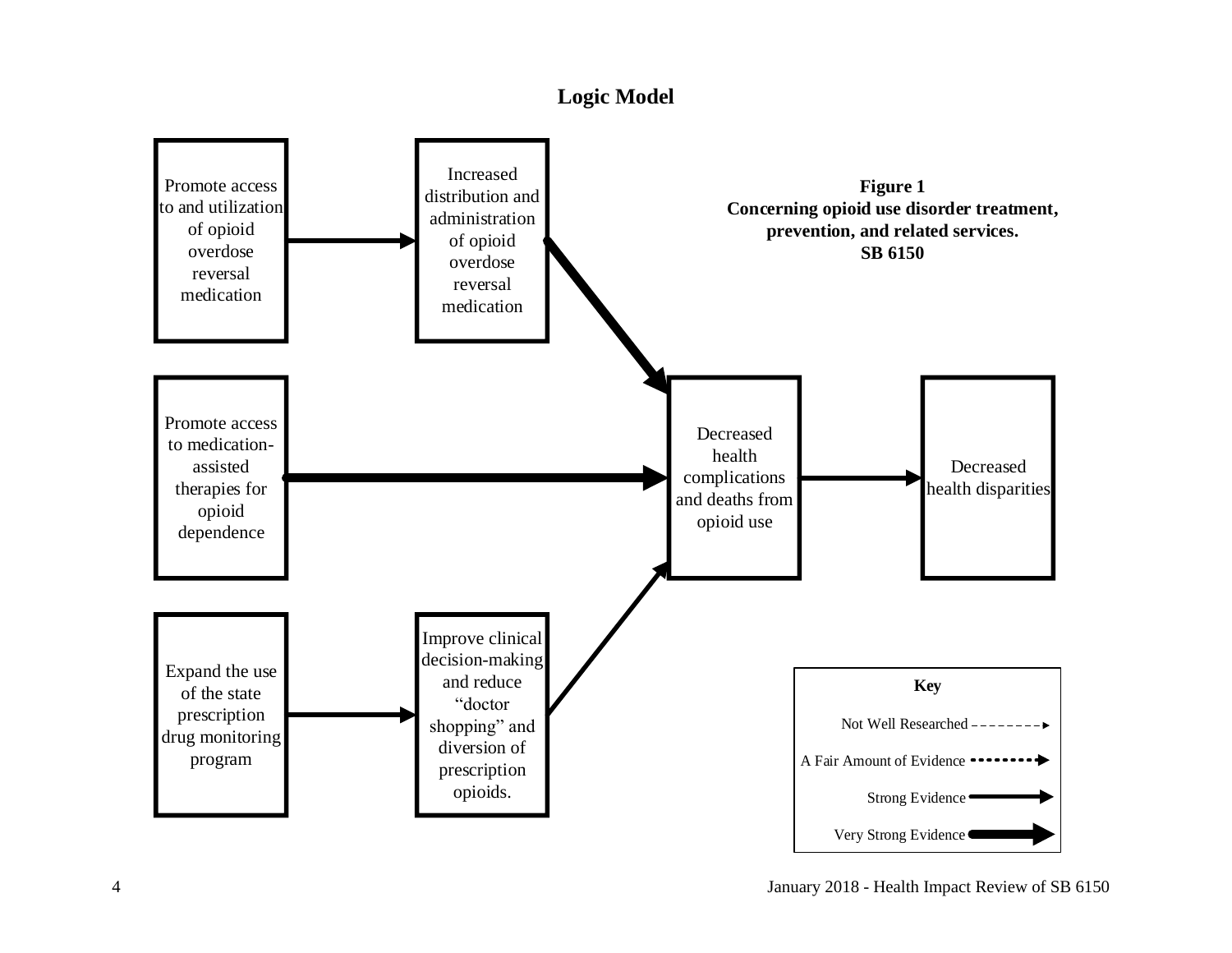## Logic Model

**Figure 1**
**Concerning opioid use disorder treatment, prevention, and related services.**
**SB 6150**

Promote access to and utilization of opioid overdose reversal medication

Increased distribution and administration of opioid overdose reversal medication

Promote access to medication-assisted therapies for opioid dependence

Decreased health complications and deaths from opioid use

Decreased health disparities

Expand the use of the state prescription drug monitoring program

Improve clinical decision-making and reduce "doctor shopping" and diversion of prescription opioids.

**Key**

Not Well Researched

A Fair Amount of Evidence

Strong Evidence

Very Strong Evidence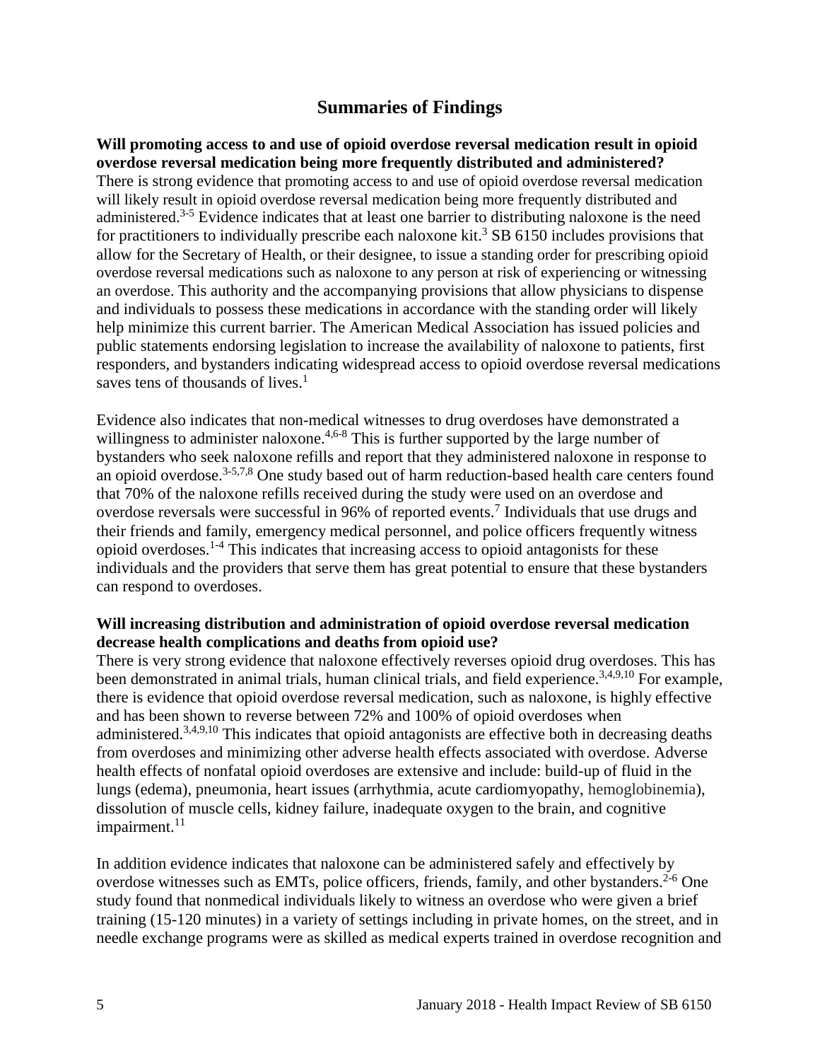## Summaries of Findings

**Will promoting access to and use of opioid overdose reversal medication result in opioid overdose reversal medication being more frequently distributed and administered?**

There is strong evidence that promoting access to and use of opioid overdose reversal medication will likely result in opioid overdose reversal medication being more frequently distributed and administered.[3-5] Evidence indicates that at least one barrier to distributing naloxone is the need for practitioners to individually prescribe each naloxone kit.[3] SB 6150 includes provisions that allow for the Secretary of Health, or their designee, to issue a standing order for prescribing opioid overdose reversal medications such as naloxone to any person at risk of experiencing or witnessing an overdose. This authority and the accompanying provisions that allow physicians to dispense and individuals to possess these medications in accordance with the standing order will likely help minimize this current barrier. The American Medical Association has issued policies and public statements endorsing legislation to increase the availability of naloxone to patients, first responders, and bystanders indicating widespread access to opioid overdose reversal medications saves tens of thousands of lives.[1]

Evidence also indicates that non-medical witnesses to drug overdoses have demonstrated a willingness to administer naloxone.[4,6-8] This is further supported by the large number of bystanders who seek naloxone refills and report that they administered naloxone in response to an opioid overdose.[3-5,7,8] One study based out of harm reduction-based health care centers found that 70% of the naloxone refills received during the study were used on an overdose and overdose reversals were successful in 96% of reported events.[7] Individuals that use drugs and their friends and family, emergency medical personnel, and police officers frequently witness opioid overdoses.[1-4] This indicates that increasing access to opioid antagonists for these individuals and the providers that serve them has great potential to ensure that these bystanders can respond to overdoses.

**Will increasing distribution and administration of opioid overdose reversal medication decrease health complications and deaths from opioid use?**

There is very strong evidence that naloxone effectively reverses opioid drug overdoses. This has been demonstrated in animal trials, human clinical trials, and field experience.[3,4,9,10] For example, there is evidence that opioid overdose reversal medication, such as naloxone, is highly effective and has been shown to reverse between 72% and 100% of opioid overdoses when administered.[3,4,9,10] This indicates that opioid antagonists are effective both in decreasing deaths from overdoses and minimizing other adverse health effects associated with overdose. Adverse health effects of nonfatal opioid overdoses are extensive and include: build-up of fluid in the lungs (edema), pneumonia, heart issues (arrhythmia, acute cardiomyopathy, hemoglobinemia), dissolution of muscle cells, kidney failure, inadequate oxygen to the brain, and cognitive impairment.[11]

In addition evidence indicates that naloxone can be administered safely and effectively by overdose witnesses such as EMTs, police officers, friends, family, and other bystanders.[2-6] One study found that nonmedical individuals likely to witness an overdose who were given a brief training (15-120 minutes) in a variety of settings including in private homes, on the street, and in needle exchange programs were as skilled as medical experts trained in overdose recognition and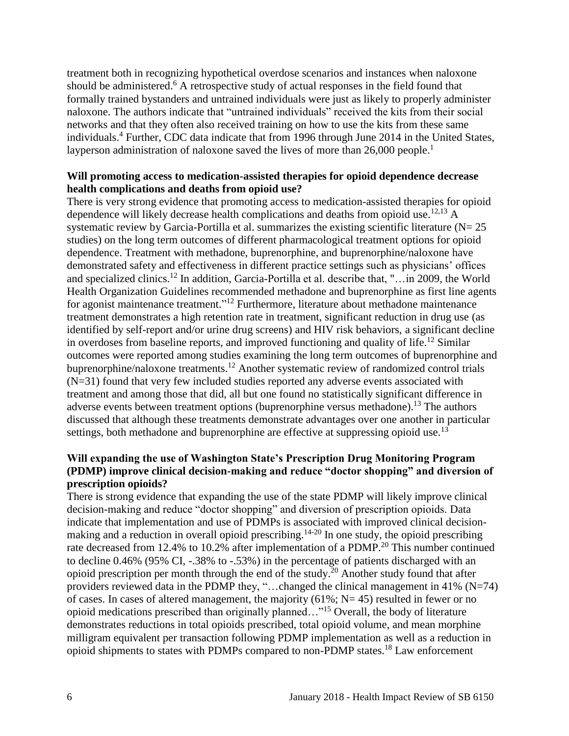treatment both in recognizing hypothetical overdose scenarios and instances when naloxone should be administered.[6] A retrospective study of actual responses in the field found that formally trained bystanders and untrained individuals were just as likely to properly administer naloxone. The authors indicate that "untrained individuals" received the kits from their social networks and that they often also received training on how to use the kits from these same individuals.[4] Further, CDC data indicate that from 1996 through June 2014 in the United States, layperson administration of naloxone saved the lives of more than 26,000 people.[1]

**Will promoting access to medication-assisted therapies for opioid dependence decrease health complications and deaths from opioid use?**

There is very strong evidence that promoting access to medication-assisted therapies for opioid dependence will likely decrease health complications and deaths from opioid use.[12,13] A systematic review by Garcia-Portilla et al. summarizes the existing scientific literature (N= 25 studies) on the long term outcomes of different pharmacological treatment options for opioid dependence. Treatment with methadone, buprenorphine, and buprenorphine/naloxone have demonstrated safety and effectiveness in different practice settings such as physicians' offices and specialized clinics.[12] In addition, Garcia-Portilla et al. describe that, "…in 2009, the World Health Organization Guidelines recommended methadone and buprenorphine as first line agents for agonist maintenance treatment."[12] Furthermore, literature about methadone maintenance treatment demonstrates a high retention rate in treatment, significant reduction in drug use (as identified by self-report and/or urine drug screens) and HIV risk behaviors, a significant decline in overdoses from baseline reports, and improved functioning and quality of life.[12] Similar outcomes were reported among studies examining the long term outcomes of buprenorphine and buprenorphine/naloxone treatments.[12] Another systematic review of randomized control trials (N=31) found that very few included studies reported any adverse events associated with treatment and among those that did, all but one found no statistically significant difference in adverse events between treatment options (buprenorphine versus methadone).[13] The authors discussed that although these treatments demonstrate advantages over one another in particular settings, both methadone and buprenorphine are effective at suppressing opioid use.[13]

**Will expanding the use of Washington State's Prescription Drug Monitoring Program (PDMP) improve clinical decision-making and reduce "doctor shopping" and diversion of prescription opioids?**

There is strong evidence that expanding the use of the state PDMP will likely improve clinical decision-making and reduce "doctor shopping" and diversion of prescription opioids. Data indicate that implementation and use of PDMPs is associated with improved clinical decision-making and a reduction in overall opioid prescribing.[14-20] In one study, the opioid prescribing rate decreased from 12.4% to 10.2% after implementation of a PDMP.[20] This number continued to decline 0.46% (95% CI, -.38% to -.53%) in the percentage of patients discharged with an opioid prescription per month through the end of the study.[20] Another study found that after providers reviewed data in the PDMP they, "…changed the clinical management in 41% (N=74) of cases. In cases of altered management, the majority (61%; N= 45) resulted in fewer or no opioid medications prescribed than originally planned…"[15] Overall, the body of literature demonstrates reductions in total opioids prescribed, total opioid volume, and mean morphine milligram equivalent per transaction following PDMP implementation as well as a reduction in opioid shipments to states with PDMPs compared to non-PDMP states.[18] Law enforcement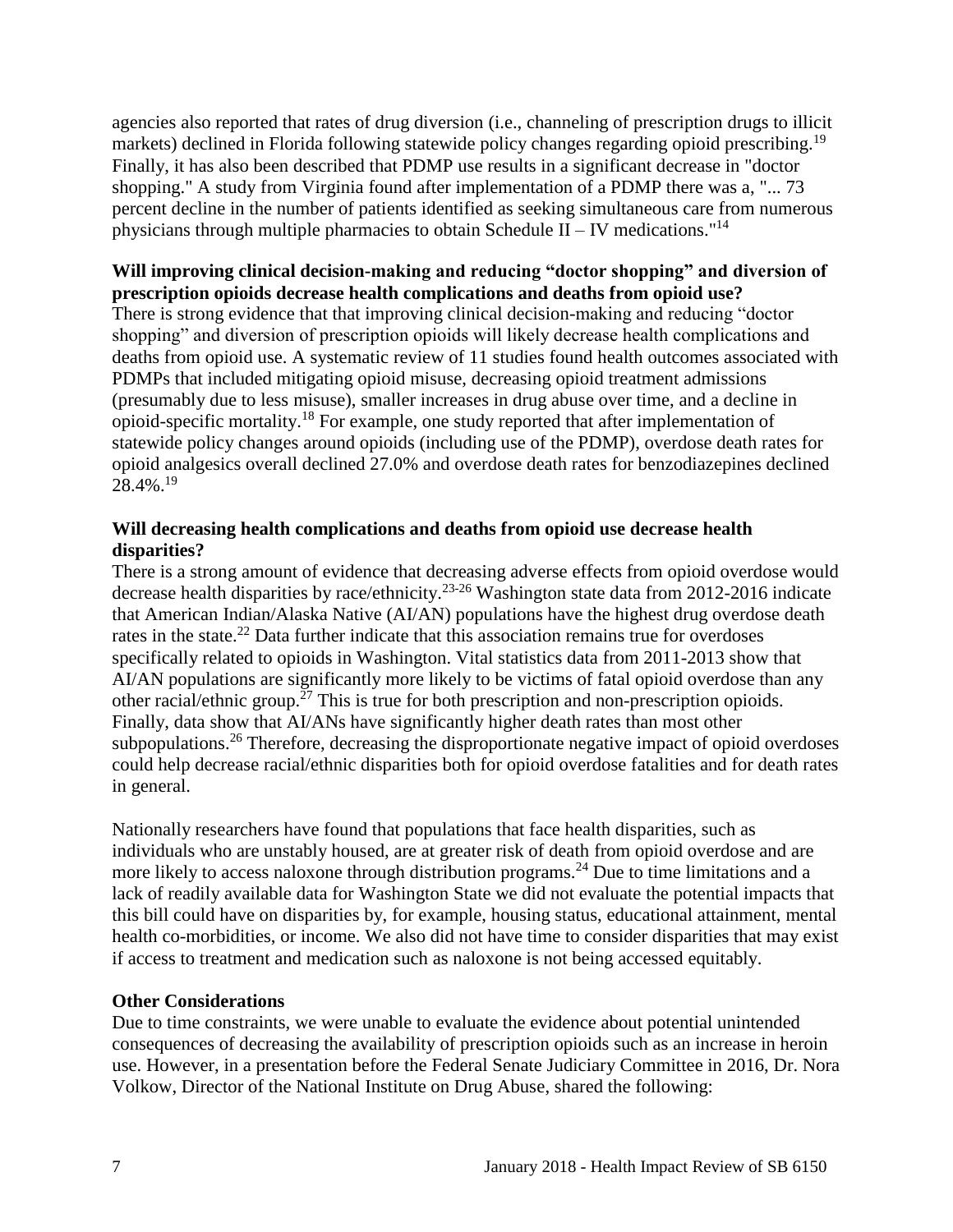agencies also reported that rates of drug diversion (i.e., channeling of prescription drugs to illicit markets) declined in Florida following statewide policy changes regarding opioid prescribing.[19] Finally, it has also been described that PDMP use results in a significant decrease in "doctor shopping." A study from Virginia found after implementation of a PDMP there was a, "... 73 percent decline in the number of patients identified as seeking simultaneous care from numerous physicians through multiple pharmacies to obtain Schedule II – IV medications."[14]

**Will improving clinical decision-making and reducing "doctor shopping" and diversion of prescription opioids decrease health complications and deaths from opioid use?**

There is strong evidence that that improving clinical decision-making and reducing "doctor shopping" and diversion of prescription opioids will likely decrease health complications and deaths from opioid use. A systematic review of 11 studies found health outcomes associated with PDMPs that included mitigating opioid misuse, decreasing opioid treatment admissions (presumably due to less misuse), smaller increases in drug abuse over time, and a decline in opioid-specific mortality.[18] For example, one study reported that after implementation of statewide policy changes around opioids (including use of the PDMP), overdose death rates for opioid analgesics overall declined 27.0% and overdose death rates for benzodiazepines declined 28.4%.[19]

**Will decreasing health complications and deaths from opioid use decrease health disparities?**

There is a strong amount of evidence that decreasing adverse effects from opioid overdose would decrease health disparities by race/ethnicity.[23-26] Washington state data from 2012-2016 indicate that American Indian/Alaska Native (AI/AN) populations have the highest drug overdose death rates in the state.[22] Data further indicate that this association remains true for overdoses specifically related to opioids in Washington. Vital statistics data from 2011-2013 show that AI/AN populations are significantly more likely to be victims of fatal opioid overdose than any other racial/ethnic group.[27] This is true for both prescription and non-prescription opioids. Finally, data show that AI/ANs have significantly higher death rates than most other subpopulations.[26] Therefore, decreasing the disproportionate negative impact of opioid overdoses could help decrease racial/ethnic disparities both for opioid overdose fatalities and for death rates in general.

Nationally researchers have found that populations that face health disparities, such as individuals who are unstably housed, are at greater risk of death from opioid overdose and are more likely to access naloxone through distribution programs.[24] Due to time limitations and a lack of readily available data for Washington State we did not evaluate the potential impacts that this bill could have on disparities by, for example, housing status, educational attainment, mental health co-morbidities, or income. We also did not have time to consider disparities that may exist if access to treatment and medication such as naloxone is not being accessed equitably.

**Other Considerations**

Due to time constraints, we were unable to evaluate the evidence about potential unintended consequences of decreasing the availability of prescription opioids such as an increase in heroin use. However, in a presentation before the Federal Senate Judiciary Committee in 2016, Dr. Nora Volkow, Director of the National Institute on Drug Abuse, shared the following: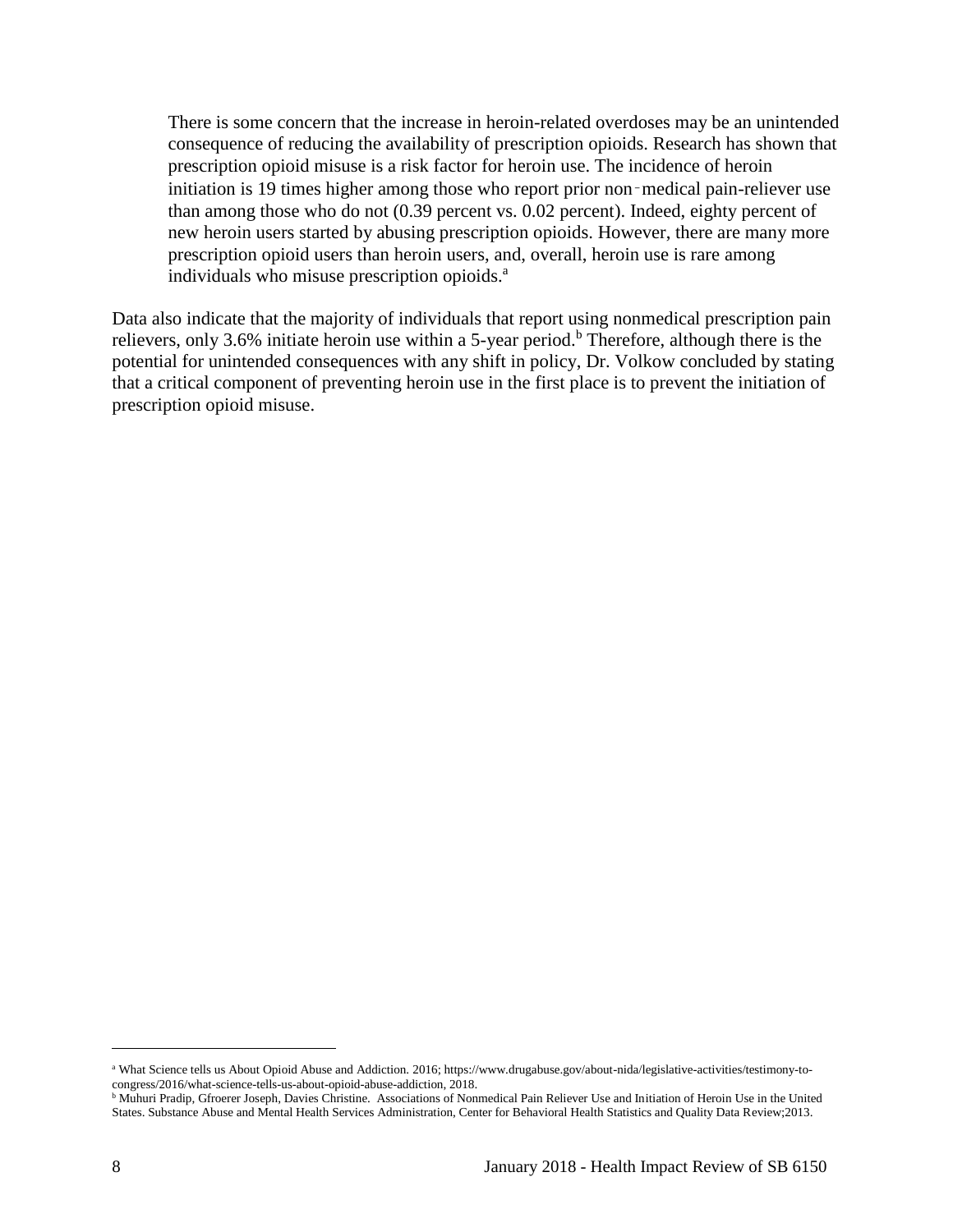> There is some concern that the increase in heroin-related overdoses may be an unintended consequence of reducing the availability of prescription opioids. Research has shown that prescription opioid misuse is a risk factor for heroin use. The incidence of heroin initiation is 19 times higher among those who report prior non‑medical pain-reliever use than among those who do not (0.39 percent vs. 0.02 percent). Indeed, eighty percent of new heroin users started by abusing prescription opioids. However, there are many more prescription opioid users than heroin users, and, overall, heroin use is rare among individuals who misuse prescription opioids.[a]

Data also indicate that the majority of individuals that report using nonmedical prescription pain relievers, only 3.6% initiate heroin use within a 5-year period.[b] Therefore, although there is the potential for unintended consequences with any shift in policy, Dr. Volkow concluded by stating that a critical component of preventing heroin use in the first place is to prevent the initiation of prescription opioid misuse.

---

[a] What Science tells us About Opioid Abuse and Addiction. 2016; https://www.drugabuse.gov/about-nida/legislative-activities/testimony-to-congress/2016/what-science-tells-us-about-opioid-abuse-addiction, 2018.

[b] Muhuri Pradip, Gfroerer Joseph, Davies Christine. Associations of Nonmedical Pain Reliever Use and Initiation of Heroin Use in the United States. Substance Abuse and Mental Health Services Administration, Center for Behavioral Health Statistics and Quality Data Review;2013.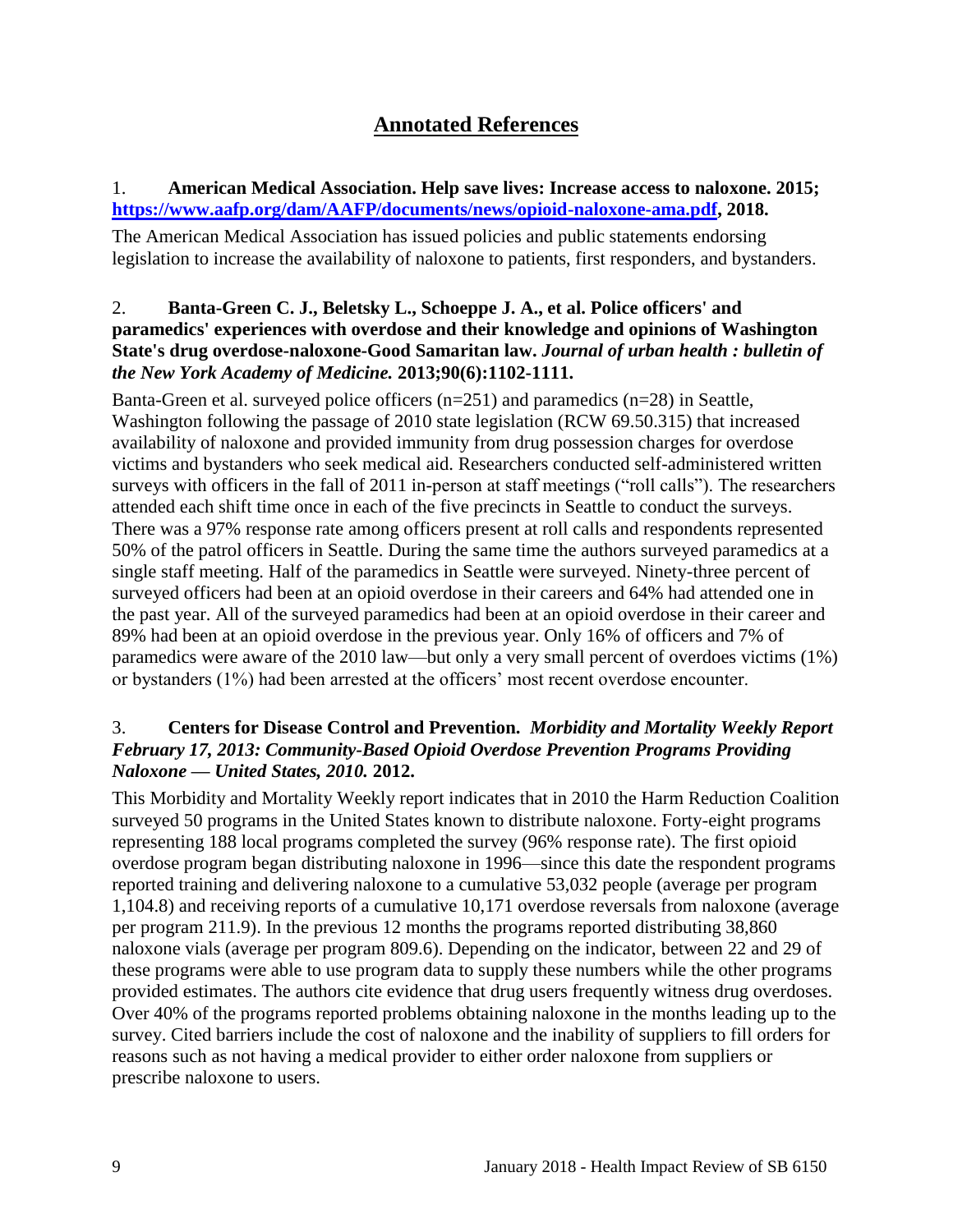## Annotated References

1. **American Medical Association. Help save lives: Increase access to naloxone. 2015; [https://www.aafp.org/dam/AAFP/documents/news/opioid-naloxone-ama.pdf](https://www.aafp.org/dam/AAFP/documents/news/opioid-naloxone-ama.pdf), 2018.**

The American Medical Association has issued policies and public statements endorsing legislation to increase the availability of naloxone to patients, first responders, and bystanders.

2. **Banta-Green C. J., Beletsky L., Schoeppe J. A., et al. Police officers' and paramedics' experiences with overdose and their knowledge and opinions of Washington State's drug overdose-naloxone-Good Samaritan law.** ***Journal of urban health : bulletin of the New York Academy of Medicine.*** **2013;90(6):1102-1111.**

Banta-Green et al. surveyed police officers (n=251) and paramedics (n=28) in Seattle, Washington following the passage of 2010 state legislation (RCW 69.50.315) that increased availability of naloxone and provided immunity from drug possession charges for overdose victims and bystanders who seek medical aid. Researchers conducted self-administered written surveys with officers in the fall of 2011 in-person at staff meetings ("roll calls"). The researchers attended each shift time once in each of the five precincts in Seattle to conduct the surveys. There was a 97% response rate among officers present at roll calls and respondents represented 50% of the patrol officers in Seattle. During the same time the authors surveyed paramedics at a single staff meeting. Half of the paramedics in Seattle were surveyed. Ninety-three percent of surveyed officers had been at an opioid overdose in their careers and 64% had attended one in the past year. All of the surveyed paramedics had been at an opioid overdose in their career and 89% had been at an opioid overdose in the previous year. Only 16% of officers and 7% of paramedics were aware of the 2010 law—but only a very small percent of overdoes victims (1%) or bystanders (1%) had been arrested at the officers' most recent overdose encounter.

3. **Centers for Disease Control and Prevention.** ***Morbidity and Mortality Weekly Report February 17, 2013: Community-Based Opioid Overdose Prevention Programs Providing Naloxone — United States, 2010.*** **2012.**

This Morbidity and Mortality Weekly report indicates that in 2010 the Harm Reduction Coalition surveyed 50 programs in the United States known to distribute naloxone. Forty-eight programs representing 188 local programs completed the survey (96% response rate). The first opioid overdose program began distributing naloxone in 1996—since this date the respondent programs reported training and delivering naloxone to a cumulative 53,032 people (average per program 1,104.8) and receiving reports of a cumulative 10,171 overdose reversals from naloxone (average per program 211.9). In the previous 12 months the programs reported distributing 38,860 naloxone vials (average per program 809.6). Depending on the indicator, between 22 and 29 of these programs were able to use program data to supply these numbers while the other programs provided estimates. The authors cite evidence that drug users frequently witness drug overdoses. Over 40% of the programs reported problems obtaining naloxone in the months leading up to the survey. Cited barriers include the cost of naloxone and the inability of suppliers to fill orders for reasons such as not having a medical provider to either order naloxone from suppliers or prescribe naloxone to users.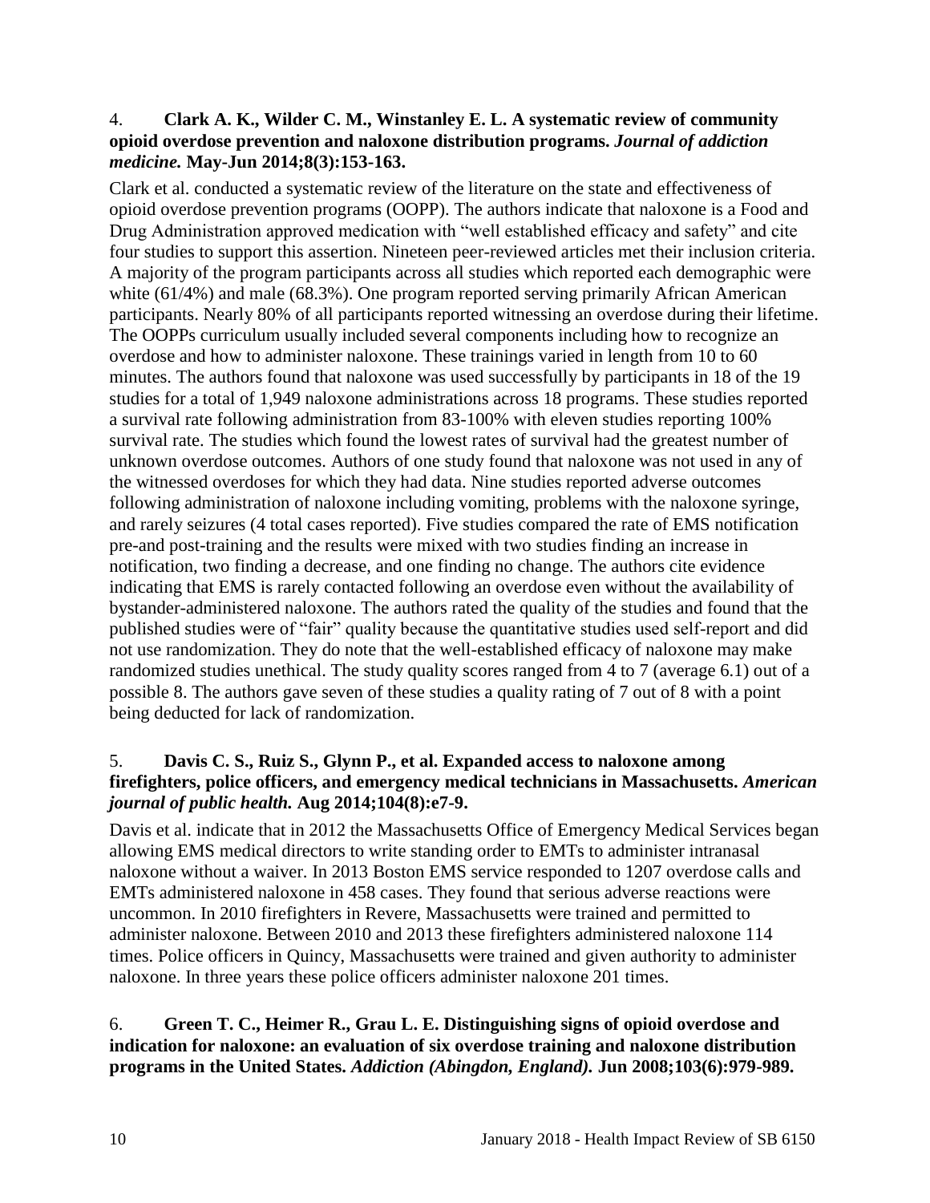4. **Clark A. K., Wilder C. M., Winstanley E. L. A systematic review of community opioid overdose prevention and naloxone distribution programs.** ***Journal of addiction medicine.*** **May-Jun 2014;8(3):153-163.**

Clark et al. conducted a systematic review of the literature on the state and effectiveness of opioid overdose prevention programs (OOPP). The authors indicate that naloxone is a Food and Drug Administration approved medication with "well established efficacy and safety" and cite four studies to support this assertion. Nineteen peer-reviewed articles met their inclusion criteria. A majority of the program participants across all studies which reported each demographic were white (61/4%) and male (68.3%). One program reported serving primarily African American participants. Nearly 80% of all participants reported witnessing an overdose during their lifetime. The OOPPs curriculum usually included several components including how to recognize an overdose and how to administer naloxone. These trainings varied in length from 10 to 60 minutes. The authors found that naloxone was used successfully by participants in 18 of the 19 studies for a total of 1,949 naloxone administrations across 18 programs. These studies reported a survival rate following administration from 83-100% with eleven studies reporting 100% survival rate. The studies which found the lowest rates of survival had the greatest number of unknown overdose outcomes. Authors of one study found that naloxone was not used in any of the witnessed overdoses for which they had data. Nine studies reported adverse outcomes following administration of naloxone including vomiting, problems with the naloxone syringe, and rarely seizures (4 total cases reported). Five studies compared the rate of EMS notification pre-and post-training and the results were mixed with two studies finding an increase in notification, two finding a decrease, and one finding no change. The authors cite evidence indicating that EMS is rarely contacted following an overdose even without the availability of bystander-administered naloxone. The authors rated the quality of the studies and found that the published studies were of "fair" quality because the quantitative studies used self-report and did not use randomization. They do note that the well-established efficacy of naloxone may make randomized studies unethical. The study quality scores ranged from 4 to 7 (average 6.1) out of a possible 8. The authors gave seven of these studies a quality rating of 7 out of 8 with a point being deducted for lack of randomization.

5. **Davis C. S., Ruiz S., Glynn P., et al. Expanded access to naloxone among firefighters, police officers, and emergency medical technicians in Massachusetts.** ***American journal of public health.*** **Aug 2014;104(8):e7-9.**

Davis et al. indicate that in 2012 the Massachusetts Office of Emergency Medical Services began allowing EMS medical directors to write standing order to EMTs to administer intranasal naloxone without a waiver. In 2013 Boston EMS service responded to 1207 overdose calls and EMTs administered naloxone in 458 cases. They found that serious adverse reactions were uncommon. In 2010 firefighters in Revere, Massachusetts were trained and permitted to administer naloxone. Between 2010 and 2013 these firefighters administered naloxone 114 times. Police officers in Quincy, Massachusetts were trained and given authority to administer naloxone. In three years these police officers administer naloxone 201 times.

6. **Green T. C., Heimer R., Grau L. E. Distinguishing signs of opioid overdose and indication for naloxone: an evaluation of six overdose training and naloxone distribution programs in the United States.** ***Addiction (Abingdon, England).*** **Jun 2008;103(6):979-989.**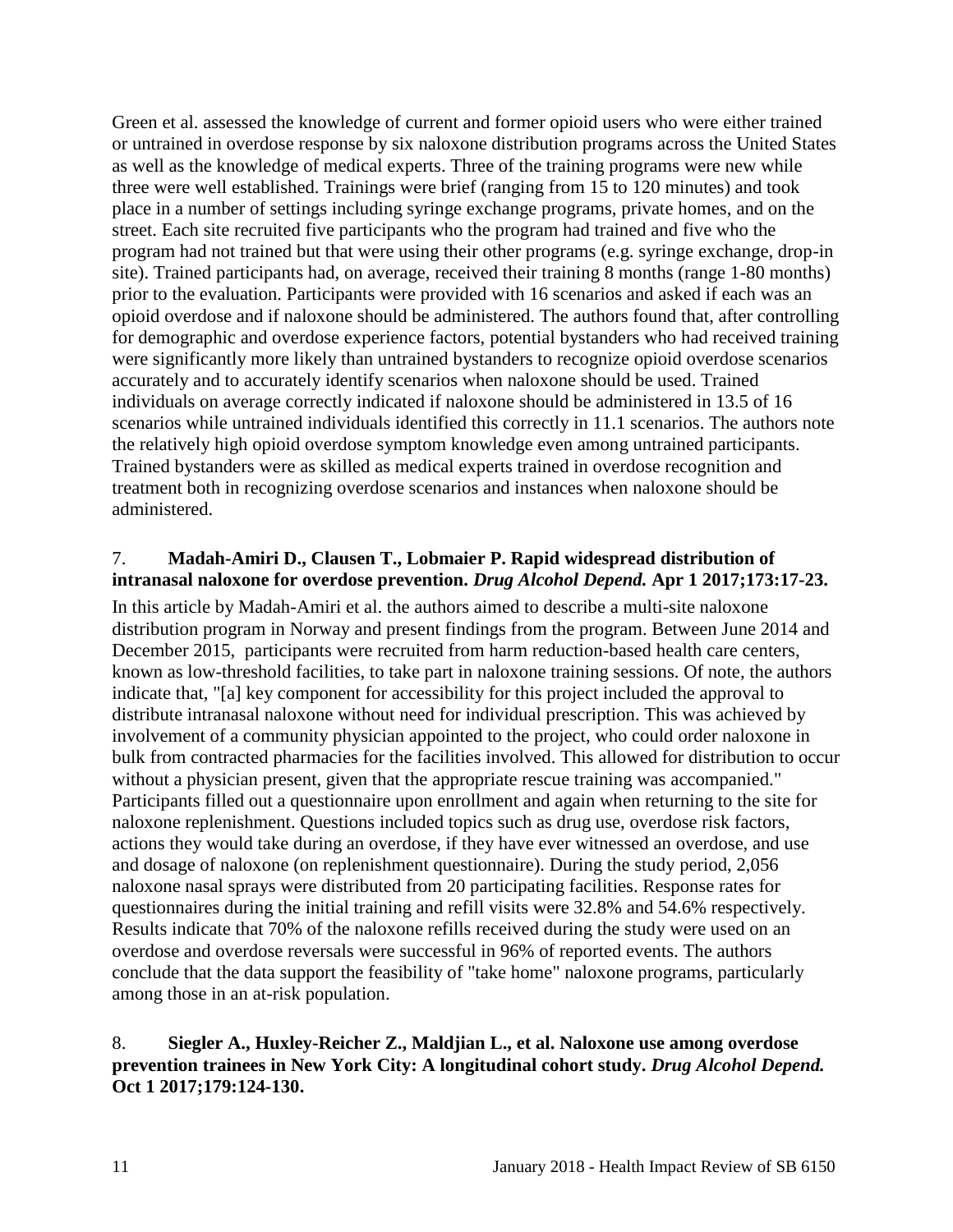Green et al. assessed the knowledge of current and former opioid users who were either trained or untrained in overdose response by six naloxone distribution programs across the United States as well as the knowledge of medical experts. Three of the training programs were new while three were well established. Trainings were brief (ranging from 15 to 120 minutes) and took place in a number of settings including syringe exchange programs, private homes, and on the street. Each site recruited five participants who the program had trained and five who the program had not trained but that were using their other programs (e.g. syringe exchange, drop-in site). Trained participants had, on average, received their training 8 months (range 1-80 months) prior to the evaluation. Participants were provided with 16 scenarios and asked if each was an opioid overdose and if naloxone should be administered. The authors found that, after controlling for demographic and overdose experience factors, potential bystanders who had received training were significantly more likely than untrained bystanders to recognize opioid overdose scenarios accurately and to accurately identify scenarios when naloxone should be used. Trained individuals on average correctly indicated if naloxone should be administered in 13.5 of 16 scenarios while untrained individuals identified this correctly in 11.1 scenarios. The authors note the relatively high opioid overdose symptom knowledge even among untrained participants. Trained bystanders were as skilled as medical experts trained in overdose recognition and treatment both in recognizing overdose scenarios and instances when naloxone should be administered.

7. **Madah-Amiri D., Clausen T., Lobmaier P. Rapid widespread distribution of intranasal naloxone for overdose prevention. *Drug Alcohol Depend.* Apr 1 2017;173:17-23.**

In this article by Madah-Amiri et al. the authors aimed to describe a multi-site naloxone distribution program in Norway and present findings from the program. Between June 2014 and December 2015, participants were recruited from harm reduction-based health care centers, known as low-threshold facilities, to take part in naloxone training sessions. Of note, the authors indicate that, "[a] key component for accessibility for this project included the approval to distribute intranasal naloxone without need for individual prescription. This was achieved by involvement of a community physician appointed to the project, who could order naloxone in bulk from contracted pharmacies for the facilities involved. This allowed for distribution to occur without a physician present, given that the appropriate rescue training was accompanied." Participants filled out a questionnaire upon enrollment and again when returning to the site for naloxone replenishment. Questions included topics such as drug use, overdose risk factors, actions they would take during an overdose, if they have ever witnessed an overdose, and use and dosage of naloxone (on replenishment questionnaire). During the study period, 2,056 naloxone nasal sprays were distributed from 20 participating facilities. Response rates for questionnaires during the initial training and refill visits were 32.8% and 54.6% respectively. Results indicate that 70% of the naloxone refills received during the study were used on an overdose and overdose reversals were successful in 96% of reported events. The authors conclude that the data support the feasibility of "take home" naloxone programs, particularly among those in an at-risk population.

8. **Siegler A., Huxley-Reicher Z., Maldjian L., et al. Naloxone use among overdose prevention trainees in New York City: A longitudinal cohort study. *Drug Alcohol Depend.* Oct 1 2017;179:124-130.**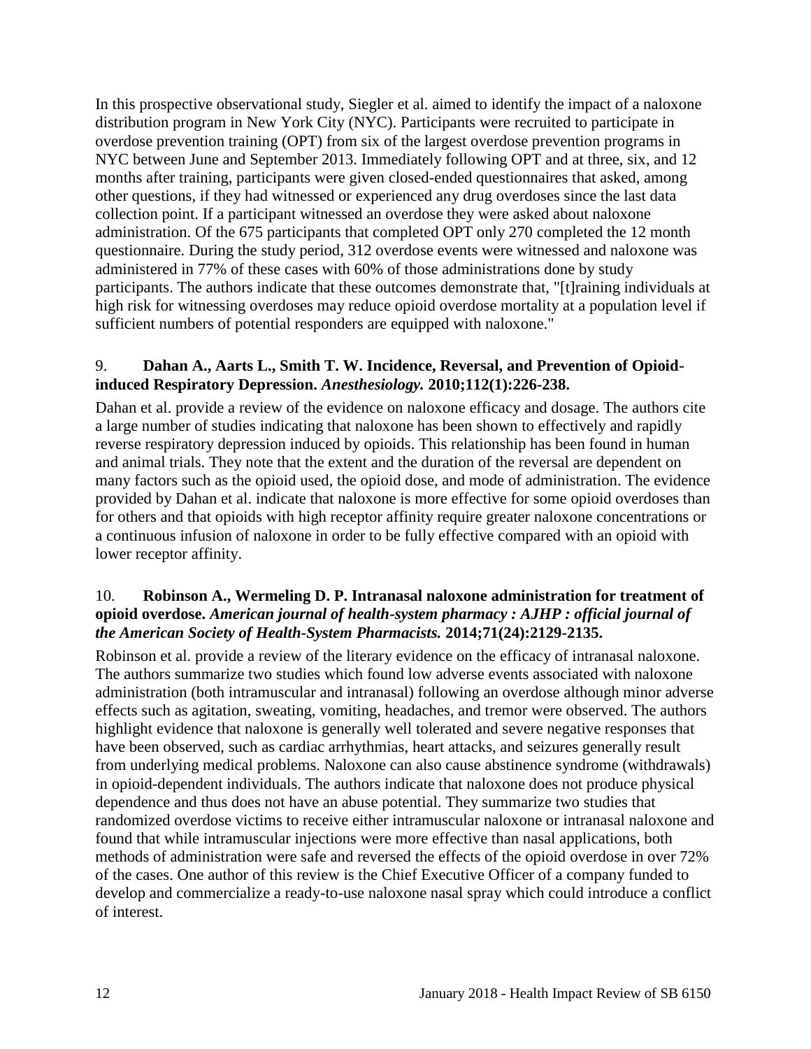In this prospective observational study, Siegler et al. aimed to identify the impact of a naloxone distribution program in New York City (NYC). Participants were recruited to participate in overdose prevention training (OPT) from six of the largest overdose prevention programs in NYC between June and September 2013. Immediately following OPT and at three, six, and 12 months after training, participants were given closed-ended questionnaires that asked, among other questions, if they had witnessed or experienced any drug overdoses since the last data collection point. If a participant witnessed an overdose they were asked about naloxone administration. Of the 675 participants that completed OPT only 270 completed the 12 month questionnaire. During the study period, 312 overdose events were witnessed and naloxone was administered in 77% of these cases with 60% of those administrations done by study participants. The authors indicate that these outcomes demonstrate that, "[t]raining individuals at high risk for witnessing overdoses may reduce opioid overdose mortality at a population level if sufficient numbers of potential responders are equipped with naloxone."

9. **Dahan A., Aarts L., Smith T. W. Incidence, Reversal, and Prevention of Opioid-induced Respiratory Depression.** ***Anesthesiology.*** **2010;112(1):226-238.**

Dahan et al. provide a review of the evidence on naloxone efficacy and dosage. The authors cite a large number of studies indicating that naloxone has been shown to effectively and rapidly reverse respiratory depression induced by opioids. This relationship has been found in human and animal trials. They note that the extent and the duration of the reversal are dependent on many factors such as the opioid used, the opioid dose, and mode of administration. The evidence provided by Dahan et al. indicate that naloxone is more effective for some opioid overdoses than for others and that opioids with high receptor affinity require greater naloxone concentrations or a continuous infusion of naloxone in order to be fully effective compared with an opioid with lower receptor affinity.

10. **Robinson A., Wermeling D. P. Intranasal naloxone administration for treatment of opioid overdose.** ***American journal of health-system pharmacy : AJHP : official journal of the American Society of Health-System Pharmacists.*** **2014;71(24):2129-2135.**

Robinson et al. provide a review of the literary evidence on the efficacy of intranasal naloxone. The authors summarize two studies which found low adverse events associated with naloxone administration (both intramuscular and intranasal) following an overdose although minor adverse effects such as agitation, sweating, vomiting, headaches, and tremor were observed. The authors highlight evidence that naloxone is generally well tolerated and severe negative responses that have been observed, such as cardiac arrhythmias, heart attacks, and seizures generally result from underlying medical problems. Naloxone can also cause abstinence syndrome (withdrawals) in opioid-dependent individuals. The authors indicate that naloxone does not produce physical dependence and thus does not have an abuse potential. They summarize two studies that randomized overdose victims to receive either intramuscular naloxone or intranasal naloxone and found that while intramuscular injections were more effective than nasal applications, both methods of administration were safe and reversed the effects of the opioid overdose in over 72% of the cases. One author of this review is the Chief Executive Officer of a company funded to develop and commercialize a ready-to-use naloxone nasal spray which could introduce a conflict of interest.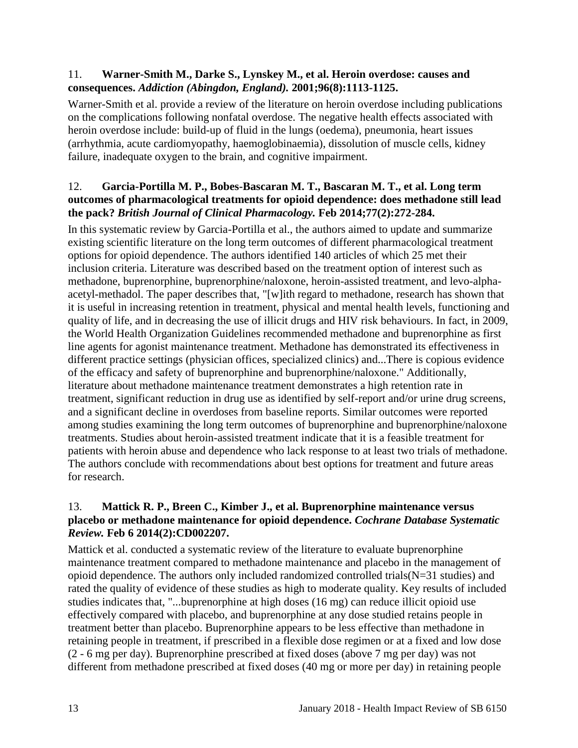11. **Warner-Smith M., Darke S., Lynskey M., et al. Heroin overdose: causes and consequences.** ***Addiction (Abingdon, England).*** **2001;96(8):1113-1125.**

Warner-Smith et al. provide a review of the literature on heroin overdose including publications on the complications following nonfatal overdose. The negative health effects associated with heroin overdose include: build-up of fluid in the lungs (oedema), pneumonia, heart issues (arrhythmia, acute cardiomyopathy, haemoglobinaemia), dissolution of muscle cells, kidney failure, inadequate oxygen to the brain, and cognitive impairment.

12. **Garcia-Portilla M. P., Bobes-Bascaran M. T., Bascaran M. T., et al. Long term outcomes of pharmacological treatments for opioid dependence: does methadone still lead the pack?** ***British Journal of Clinical Pharmacology.*** **Feb 2014;77(2):272-284.**

In this systematic review by Garcia-Portilla et al., the authors aimed to update and summarize existing scientific literature on the long term outcomes of different pharmacological treatment options for opioid dependence. The authors identified 140 articles of which 25 met their inclusion criteria. Literature was described based on the treatment option of interest such as methadone, buprenorphine, buprenorphine/naloxone, heroin-assisted treatment, and levo-alpha-acetyl-methadol. The paper describes that, "[w]ith regard to methadone, research has shown that it is useful in increasing retention in treatment, physical and mental health levels, functioning and quality of life, and in decreasing the use of illicit drugs and HIV risk behaviours. In fact, in 2009, the World Health Organization Guidelines recommended methadone and buprenorphine as first line agents for agonist maintenance treatment. Methadone has demonstrated its effectiveness in different practice settings (physician offices, specialized clinics) and...There is copious evidence of the efficacy and safety of buprenorphine and buprenorphine/naloxone." Additionally, literature about methadone maintenance treatment demonstrates a high retention rate in treatment, significant reduction in drug use as identified by self-report and/or urine drug screens, and a significant decline in overdoses from baseline reports. Similar outcomes were reported among studies examining the long term outcomes of buprenorphine and buprenorphine/naloxone treatments. Studies about heroin-assisted treatment indicate that it is a feasible treatment for patients with heroin abuse and dependence who lack response to at least two trials of methadone. The authors conclude with recommendations about best options for treatment and future areas for research.

13. **Mattick R. P., Breen C., Kimber J., et al. Buprenorphine maintenance versus placebo or methadone maintenance for opioid dependence.** ***Cochrane Database Systematic Review.*** **Feb 6 2014(2):CD002207.**

Mattick et al. conducted a systematic review of the literature to evaluate buprenorphine maintenance treatment compared to methadone maintenance and placebo in the management of opioid dependence. The authors only included randomized controlled trials(N=31 studies) and rated the quality of evidence of these studies as high to moderate quality. Key results of included studies indicates that, "...buprenorphine at high doses (16 mg) can reduce illicit opioid use effectively compared with placebo, and buprenorphine at any dose studied retains people in treatment better than placebo. Buprenorphine appears to be less effective than methadone in retaining people in treatment, if prescribed in a flexible dose regimen or at a fixed and low dose (2 - 6 mg per day). Buprenorphine prescribed at fixed doses (above 7 mg per day) was not different from methadone prescribed at fixed doses (40 mg or more per day) in retaining people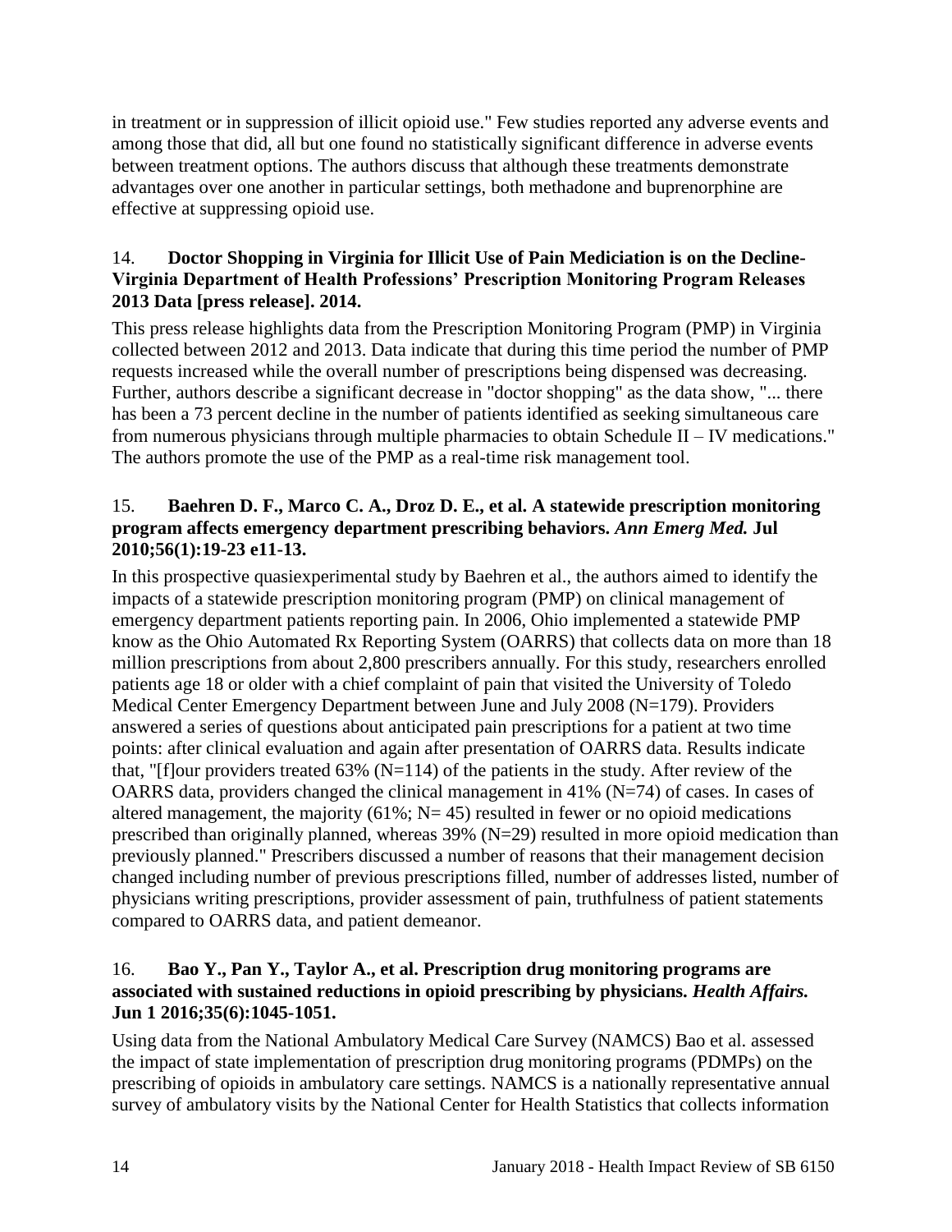in treatment or in suppression of illicit opioid use." Few studies reported any adverse events and among those that did, all but one found no statistically significant difference in adverse events between treatment options. The authors discuss that although these treatments demonstrate advantages over one another in particular settings, both methadone and buprenorphine are effective at suppressing opioid use.

14. **Doctor Shopping in Virginia for Illicit Use of Pain Mediciation is on the Decline-Virginia Department of Health Professions' Prescription Monitoring Program Releases 2013 Data [press release]. 2014.**

This press release highlights data from the Prescription Monitoring Program (PMP) in Virginia collected between 2012 and 2013. Data indicate that during this time period the number of PMP requests increased while the overall number of prescriptions being dispensed was decreasing. Further, authors describe a significant decrease in "doctor shopping" as the data show, "... there has been a 73 percent decline in the number of patients identified as seeking simultaneous care from numerous physicians through multiple pharmacies to obtain Schedule II – IV medications." The authors promote the use of the PMP as a real-time risk management tool.

15. **Baehren D. F., Marco C. A., Droz D. E., et al. A statewide prescription monitoring program affects emergency department prescribing behaviors. *Ann Emerg Med.* Jul 2010;56(1):19-23 e11-13.**

In this prospective quasiexperimental study by Baehren et al., the authors aimed to identify the impacts of a statewide prescription monitoring program (PMP) on clinical management of emergency department patients reporting pain. In 2006, Ohio implemented a statewide PMP know as the Ohio Automated Rx Reporting System (OARRS) that collects data on more than 18 million prescriptions from about 2,800 prescribers annually. For this study, researchers enrolled patients age 18 or older with a chief complaint of pain that visited the University of Toledo Medical Center Emergency Department between June and July 2008 (N=179). Providers answered a series of questions about anticipated pain prescriptions for a patient at two time points: after clinical evaluation and again after presentation of OARRS data. Results indicate that, "[f]our providers treated 63% (N=114) of the patients in the study. After review of the OARRS data, providers changed the clinical management in 41% (N=74) of cases. In cases of altered management, the majority (61%; N= 45) resulted in fewer or no opioid medications prescribed than originally planned, whereas 39% (N=29) resulted in more opioid medication than previously planned." Prescribers discussed a number of reasons that their management decision changed including number of previous prescriptions filled, number of addresses listed, number of physicians writing prescriptions, provider assessment of pain, truthfulness of patient statements compared to OARRS data, and patient demeanor.

16. **Bao Y., Pan Y., Taylor A., et al. Prescription drug monitoring programs are associated with sustained reductions in opioid prescribing by physicians. *Health Affairs.* Jun 1 2016;35(6):1045-1051.**

Using data from the National Ambulatory Medical Care Survey (NAMCS) Bao et al. assessed the impact of state implementation of prescription drug monitoring programs (PDMPs) on the prescribing of opioids in ambulatory care settings. NAMCS is a nationally representative annual survey of ambulatory visits by the National Center for Health Statistics that collects information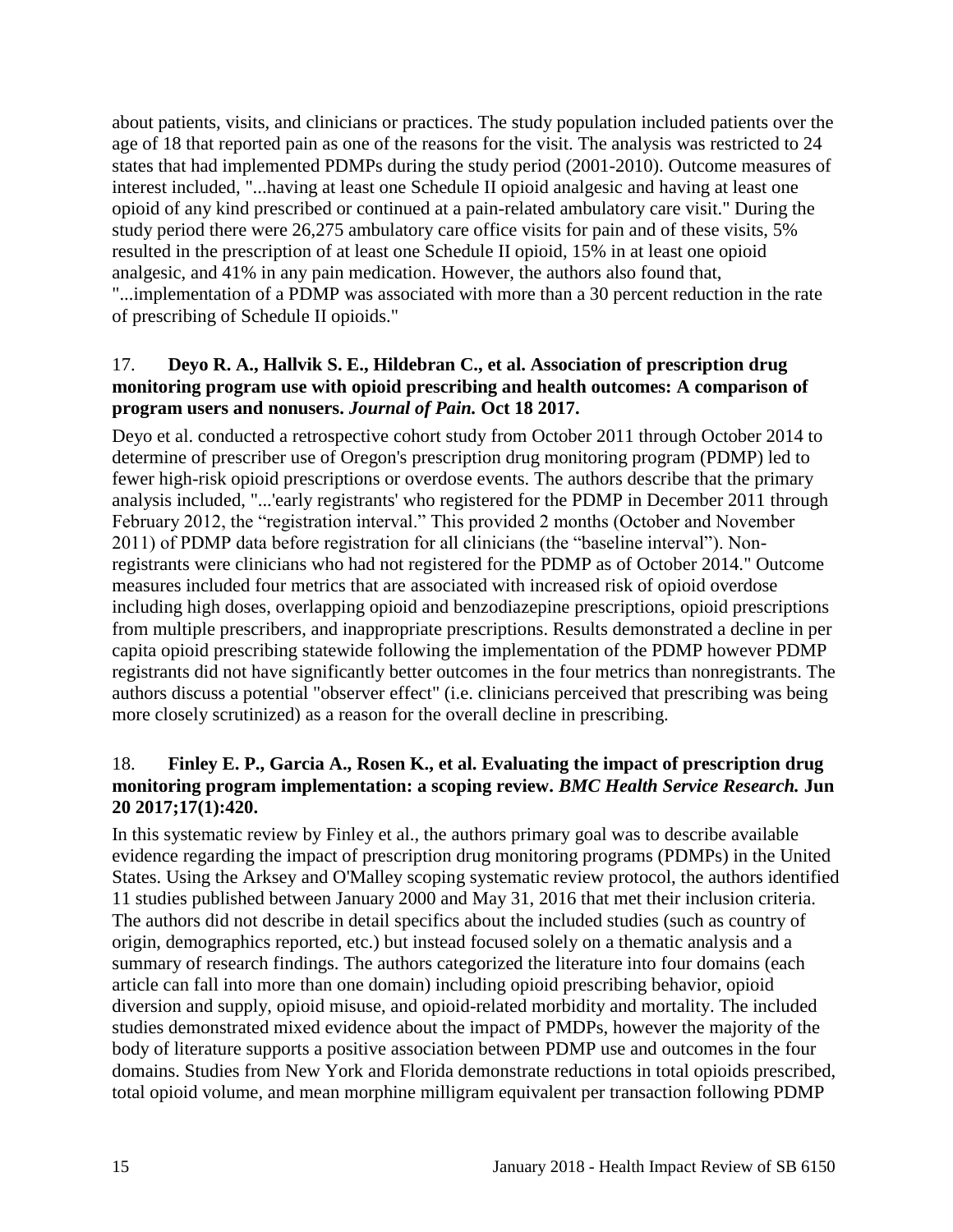about patients, visits, and clinicians or practices. The study population included patients over the age of 18 that reported pain as one of the reasons for the visit. The analysis was restricted to 24 states that had implemented PDMPs during the study period (2001-2010). Outcome measures of interest included, "...having at least one Schedule II opioid analgesic and having at least one opioid of any kind prescribed or continued at a pain-related ambulatory care visit." During the study period there were 26,275 ambulatory care office visits for pain and of these visits, 5% resulted in the prescription of at least one Schedule II opioid, 15% in at least one opioid analgesic, and 41% in any pain medication. However, the authors also found that, "...implementation of a PDMP was associated with more than a 30 percent reduction in the rate of prescribing of Schedule II opioids."

17. **Deyo R. A., Hallvik S. E., Hildebran C., et al. Association of prescription drug monitoring program use with opioid prescribing and health outcomes: A comparison of program users and nonusers.** ***Journal of Pain.*** **Oct 18 2017.**

Deyo et al. conducted a retrospective cohort study from October 2011 through October 2014 to determine of prescriber use of Oregon's prescription drug monitoring program (PDMP) led to fewer high-risk opioid prescriptions or overdose events. The authors describe that the primary analysis included, "...'early registrants' who registered for the PDMP in December 2011 through February 2012, the "registration interval." This provided 2 months (October and November 2011) of PDMP data before registration for all clinicians (the "baseline interval"). Non-registrants were clinicians who had not registered for the PDMP as of October 2014." Outcome measures included four metrics that are associated with increased risk of opioid overdose including high doses, overlapping opioid and benzodiazepine prescriptions, opioid prescriptions from multiple prescribers, and inappropriate prescriptions. Results demonstrated a decline in per capita opioid prescribing statewide following the implementation of the PDMP however PDMP registrants did not have significantly better outcomes in the four metrics than nonregistrants. The authors discuss a potential "observer effect" (i.e. clinicians perceived that prescribing was being more closely scrutinized) as a reason for the overall decline in prescribing.

18. **Finley E. P., Garcia A., Rosen K., et al. Evaluating the impact of prescription drug monitoring program implementation: a scoping review.** ***BMC Health Service Research.*** **Jun 20 2017;17(1):420.**

In this systematic review by Finley et al., the authors primary goal was to describe available evidence regarding the impact of prescription drug monitoring programs (PDMPs) in the United States. Using the Arksey and O'Malley scoping systematic review protocol, the authors identified 11 studies published between January 2000 and May 31, 2016 that met their inclusion criteria. The authors did not describe in detail specifics about the included studies (such as country of origin, demographics reported, etc.) but instead focused solely on a thematic analysis and a summary of research findings. The authors categorized the literature into four domains (each article can fall into more than one domain) including opioid prescribing behavior, opioid diversion and supply, opioid misuse, and opioid-related morbidity and mortality. The included studies demonstrated mixed evidence about the impact of PMDPs, however the majority of the body of literature supports a positive association between PDMP use and outcomes in the four domains. Studies from New York and Florida demonstrate reductions in total opioids prescribed, total opioid volume, and mean morphine milligram equivalent per transaction following PDMP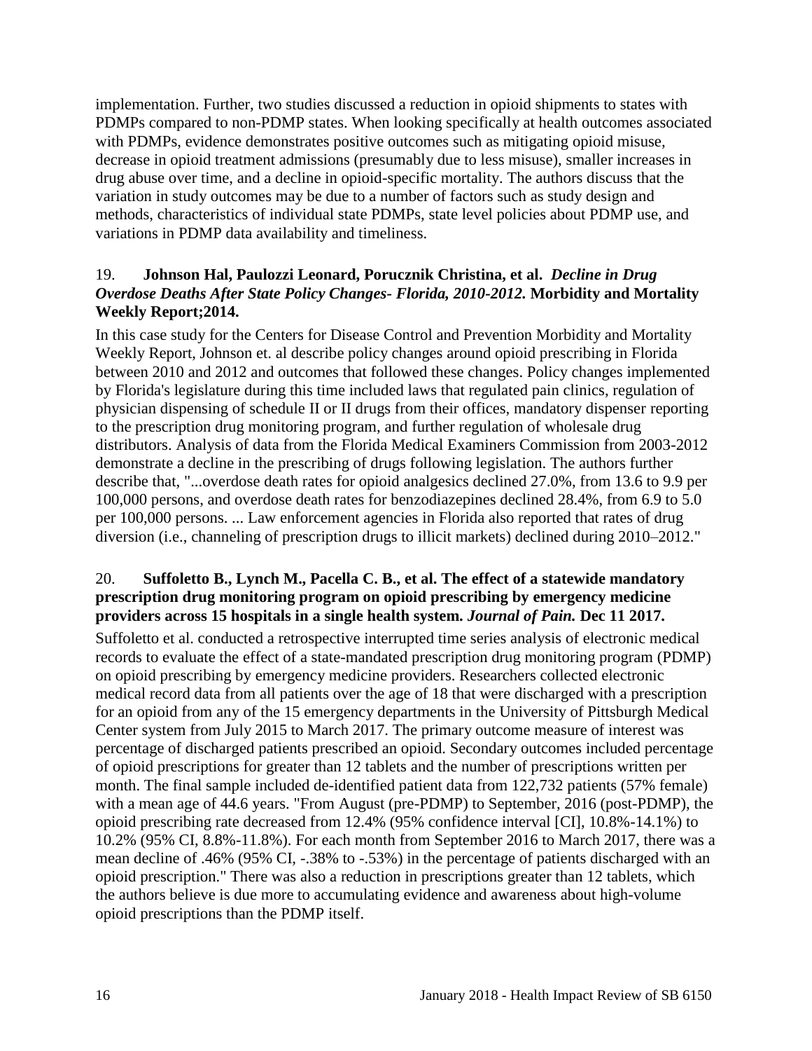implementation. Further, two studies discussed a reduction in opioid shipments to states with PDMPs compared to non-PDMP states. When looking specifically at health outcomes associated with PDMPs, evidence demonstrates positive outcomes such as mitigating opioid misuse, decrease in opioid treatment admissions (presumably due to less misuse), smaller increases in drug abuse over time, and a decline in opioid-specific mortality. The authors discuss that the variation in study outcomes may be due to a number of factors such as study design and methods, characteristics of individual state PDMPs, state level policies about PDMP use, and variations in PDMP data availability and timeliness.

19. **Johnson Hal, Paulozzi Leonard, Porucznik Christina, et al.** ***Decline in Drug Overdose Deaths After State Policy Changes- Florida, 2010-2012.*** **Morbidity and Mortality Weekly Report;2014.**

In this case study for the Centers for Disease Control and Prevention Morbidity and Mortality Weekly Report, Johnson et. al describe policy changes around opioid prescribing in Florida between 2010 and 2012 and outcomes that followed these changes. Policy changes implemented by Florida's legislature during this time included laws that regulated pain clinics, regulation of physician dispensing of schedule II or II drugs from their offices, mandatory dispenser reporting to the prescription drug monitoring program, and further regulation of wholesale drug distributors. Analysis of data from the Florida Medical Examiners Commission from 2003-2012 demonstrate a decline in the prescribing of drugs following legislation. The authors further describe that, "...overdose death rates for opioid analgesics declined 27.0%, from 13.6 to 9.9 per 100,000 persons, and overdose death rates for benzodiazepines declined 28.4%, from 6.9 to 5.0 per 100,000 persons. ... Law enforcement agencies in Florida also reported that rates of drug diversion (i.e., channeling of prescription drugs to illicit markets) declined during 2010–2012."

20. **Suffoletto B., Lynch M., Pacella C. B., et al. The effect of a statewide mandatory prescription drug monitoring program on opioid prescribing by emergency medicine providers across 15 hospitals in a single health system.** ***Journal of Pain.*** **Dec 11 2017.**

Suffoletto et al. conducted a retrospective interrupted time series analysis of electronic medical records to evaluate the effect of a state-mandated prescription drug monitoring program (PDMP) on opioid prescribing by emergency medicine providers. Researchers collected electronic medical record data from all patients over the age of 18 that were discharged with a prescription for an opioid from any of the 15 emergency departments in the University of Pittsburgh Medical Center system from July 2015 to March 2017. The primary outcome measure of interest was percentage of discharged patients prescribed an opioid. Secondary outcomes included percentage of opioid prescriptions for greater than 12 tablets and the number of prescriptions written per month. The final sample included de-identified patient data from 122,732 patients (57% female) with a mean age of 44.6 years. "From August (pre-PDMP) to September, 2016 (post-PDMP), the opioid prescribing rate decreased from 12.4% (95% confidence interval [CI], 10.8%-14.1%) to 10.2% (95% CI, 8.8%-11.8%). For each month from September 2016 to March 2017, there was a mean decline of .46% (95% CI, -.38% to -.53%) in the percentage of patients discharged with an opioid prescription." There was also a reduction in prescriptions greater than 12 tablets, which the authors believe is due more to accumulating evidence and awareness about high-volume opioid prescriptions than the PDMP itself.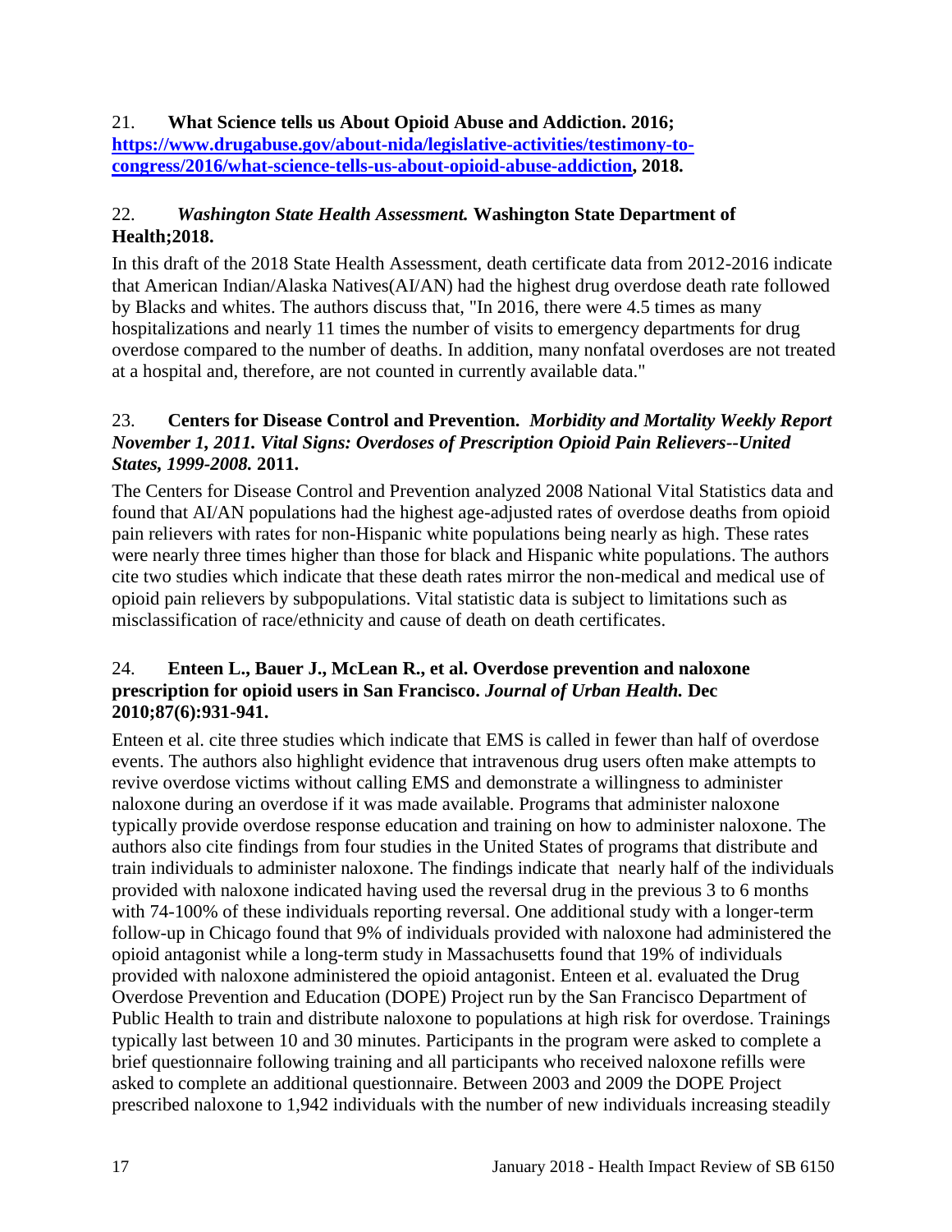21. **What Science tells us About Opioid Abuse and Addiction. 2016; [https://www.drugabuse.gov/about-nida/legislative-activities/testimony-to-congress/2016/what-science-tells-us-about-opioid-abuse-addiction](https://www.drugabuse.gov/about-nida/legislative-activities/testimony-to-congress/2016/what-science-tells-us-about-opioid-abuse-addiction), 2018.**

22. ***Washington State Health Assessment.* Washington State Department of Health;2018.**

In this draft of the 2018 State Health Assessment, death certificate data from 2012-2016 indicate that American Indian/Alaska Natives(AI/AN) had the highest drug overdose death rate followed by Blacks and whites. The authors discuss that, "In 2016, there were 4.5 times as many hospitalizations and nearly 11 times the number of visits to emergency departments for drug overdose compared to the number of deaths. In addition, many nonfatal overdoses are not treated at a hospital and, therefore, are not counted in currently available data."

23. **Centers for Disease Control and Prevention. *Morbidity and Mortality Weekly Report November 1, 2011. Vital Signs: Overdoses of Prescription Opioid Pain Relievers--United States, 1999-2008.* 2011.**

The Centers for Disease Control and Prevention analyzed 2008 National Vital Statistics data and found that AI/AN populations had the highest age-adjusted rates of overdose deaths from opioid pain relievers with rates for non-Hispanic white populations being nearly as high. These rates were nearly three times higher than those for black and Hispanic white populations. The authors cite two studies which indicate that these death rates mirror the non-medical and medical use of opioid pain relievers by subpopulations. Vital statistic data is subject to limitations such as misclassification of race/ethnicity and cause of death on death certificates.

24. **Enteen L., Bauer J., McLean R., et al. Overdose prevention and naloxone prescription for opioid users in San Francisco. *Journal of Urban Health.* Dec 2010;87(6):931-941.**

Enteen et al. cite three studies which indicate that EMS is called in fewer than half of overdose events. The authors also highlight evidence that intravenous drug users often make attempts to revive overdose victims without calling EMS and demonstrate a willingness to administer naloxone during an overdose if it was made available. Programs that administer naloxone typically provide overdose response education and training on how to administer naloxone. The authors also cite findings from four studies in the United States of programs that distribute and train individuals to administer naloxone. The findings indicate that nearly half of the individuals provided with naloxone indicated having used the reversal drug in the previous 3 to 6 months with 74-100% of these individuals reporting reversal. One additional study with a longer-term follow-up in Chicago found that 9% of individuals provided with naloxone had administered the opioid antagonist while a long-term study in Massachusetts found that 19% of individuals provided with naloxone administered the opioid antagonist. Enteen et al. evaluated the Drug Overdose Prevention and Education (DOPE) Project run by the San Francisco Department of Public Health to train and distribute naloxone to populations at high risk for overdose. Trainings typically last between 10 and 30 minutes. Participants in the program were asked to complete a brief questionnaire following training and all participants who received naloxone refills were asked to complete an additional questionnaire. Between 2003 and 2009 the DOPE Project prescribed naloxone to 1,942 individuals with the number of new individuals increasing steadily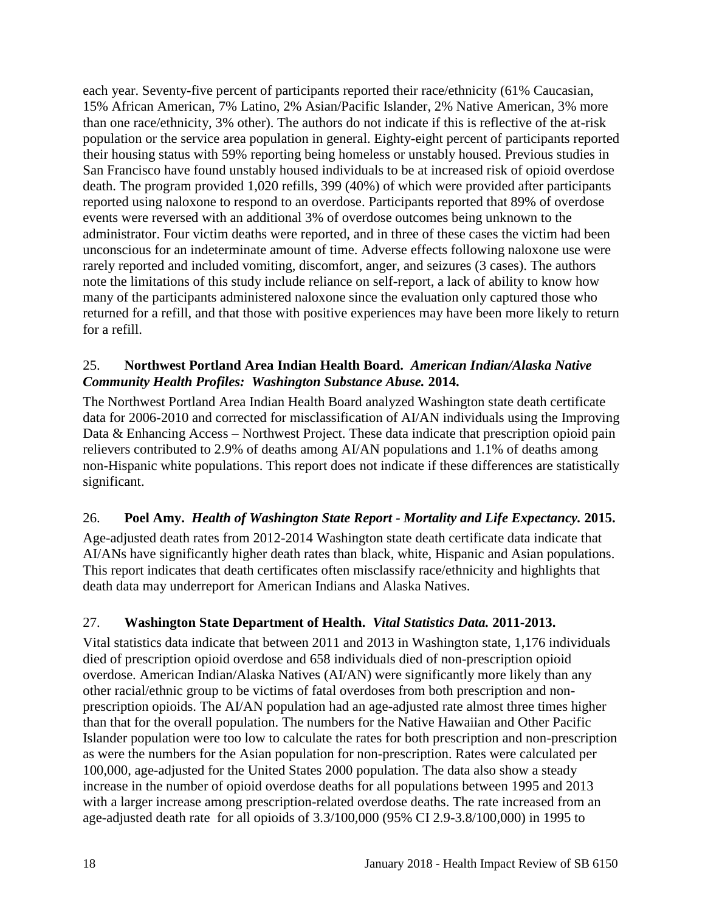each year. Seventy-five percent of participants reported their race/ethnicity (61% Caucasian, 15% African American, 7% Latino, 2% Asian/Pacific Islander, 2% Native American, 3% more than one race/ethnicity, 3% other). The authors do not indicate if this is reflective of the at-risk population or the service area population in general. Eighty-eight percent of participants reported their housing status with 59% reporting being homeless or unstably housed. Previous studies in San Francisco have found unstably housed individuals to be at increased risk of opioid overdose death. The program provided 1,020 refills, 399 (40%) of which were provided after participants reported using naloxone to respond to an overdose. Participants reported that 89% of overdose events were reversed with an additional 3% of overdose outcomes being unknown to the administrator. Four victim deaths were reported, and in three of these cases the victim had been unconscious for an indeterminate amount of time. Adverse effects following naloxone use were rarely reported and included vomiting, discomfort, anger, and seizures (3 cases). The authors note the limitations of this study include reliance on self-report, a lack of ability to know how many of the participants administered naloxone since the evaluation only captured those who returned for a refill, and that those with positive experiences may have been more likely to return for a refill.

25. **Northwest Portland Area Indian Health Board.** ***American Indian/Alaska Native Community Health Profiles: Washington Substance Abuse.*** **2014.**

The Northwest Portland Area Indian Health Board analyzed Washington state death certificate data for 2006-2010 and corrected for misclassification of AI/AN individuals using the Improving Data & Enhancing Access – Northwest Project. These data indicate that prescription opioid pain relievers contributed to 2.9% of deaths among AI/AN populations and 1.1% of deaths among non-Hispanic white populations. This report does not indicate if these differences are statistically significant.

26. **Poel Amy.** ***Health of Washington State Report - Mortality and Life Expectancy.*** **2015.**

Age-adjusted death rates from 2012-2014 Washington state death certificate data indicate that AI/ANs have significantly higher death rates than black, white, Hispanic and Asian populations. This report indicates that death certificates often misclassify race/ethnicity and highlights that death data may underreport for American Indians and Alaska Natives.

27. **Washington State Department of Health.** ***Vital Statistics Data.*** **2011-2013.**

Vital statistics data indicate that between 2011 and 2013 in Washington state, 1,176 individuals died of prescription opioid overdose and 658 individuals died of non-prescription opioid overdose. American Indian/Alaska Natives (AI/AN) were significantly more likely than any other racial/ethnic group to be victims of fatal overdoses from both prescription and non-prescription opioids. The AI/AN population had an age-adjusted rate almost three times higher than that for the overall population. The numbers for the Native Hawaiian and Other Pacific Islander population were too low to calculate the rates for both prescription and non-prescription as were the numbers for the Asian population for non-prescription. Rates were calculated per 100,000, age-adjusted for the United States 2000 population. The data also show a steady increase in the number of opioid overdose deaths for all populations between 1995 and 2013 with a larger increase among prescription-related overdose deaths. The rate increased from an age-adjusted death rate for all opioids of 3.3/100,000 (95% CI 2.9-3.8/100,000) in 1995 to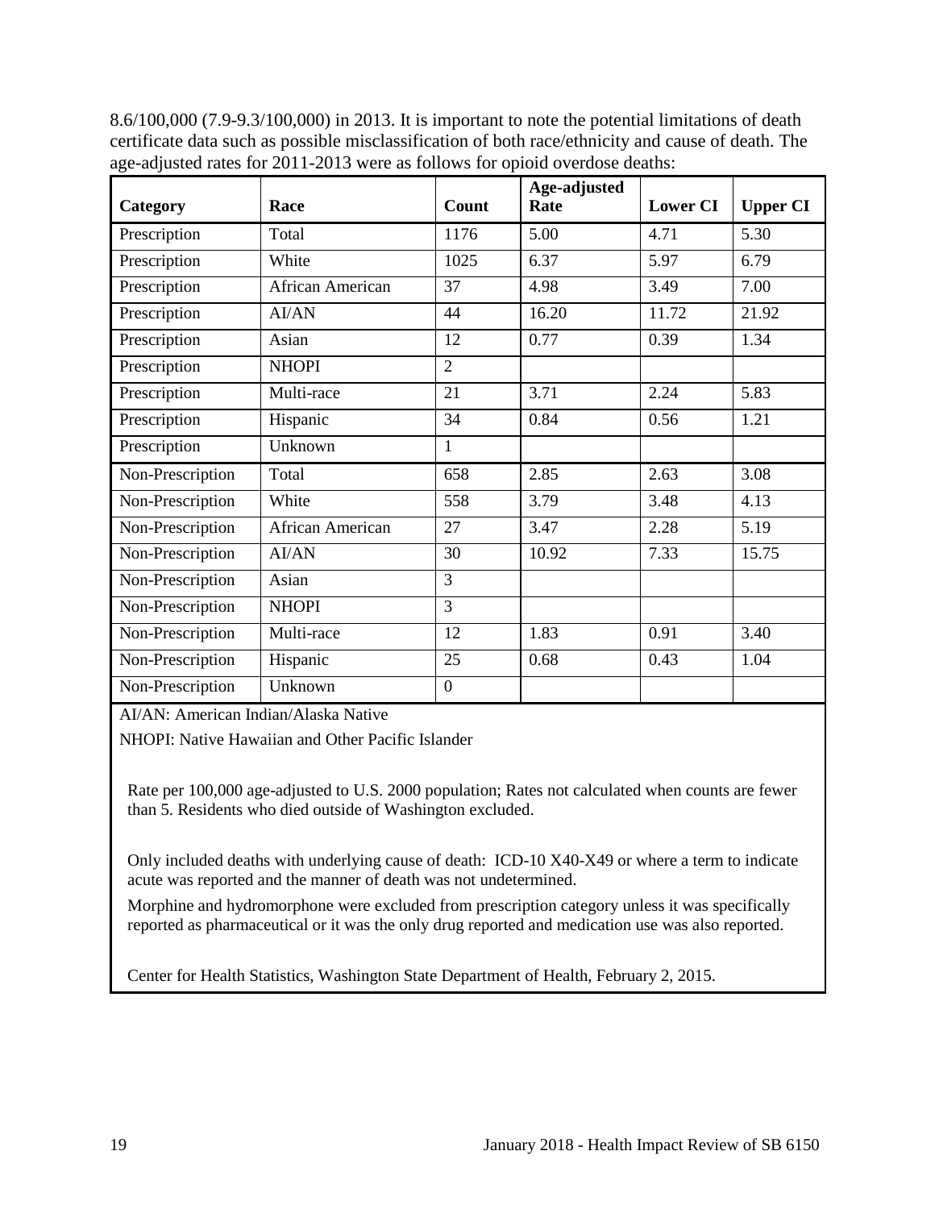8.6/100,000 (7.9-9.3/100,000) in 2013. It is important to note the potential limitations of death certificate data such as possible misclassification of both race/ethnicity and cause of death. The age-adjusted rates for 2011-2013 were as follows for opioid overdose deaths:

| Category | Race | Count | Age-adjusted Rate | Lower CI | Upper CI |
|---|---|---|---|---|---|
| Prescription | Total | 1176 | 5.00 | 4.71 | 5.30 |
| Prescription | White | 1025 | 6.37 | 5.97 | 6.79 |
| Prescription | African American | 37 | 4.98 | 3.49 | 7.00 |
| Prescription | AI/AN | 44 | 16.20 | 11.72 | 21.92 |
| Prescription | Asian | 12 | 0.77 | 0.39 | 1.34 |
| Prescription | NHOPI | 2 | | | |
| Prescription | Multi-race | 21 | 3.71 | 2.24 | 5.83 |
| Prescription | Hispanic | 34 | 0.84 | 0.56 | 1.21 |
| Prescription | Unknown | 1 | | | |
| Non-Prescription | Total | 658 | 2.85 | 2.63 | 3.08 |
| Non-Prescription | White | 558 | 3.79 | 3.48 | 4.13 |
| Non-Prescription | African American | 27 | 3.47 | 2.28 | 5.19 |
| Non-Prescription | AI/AN | 30 | 10.92 | 7.33 | 15.75 |
| Non-Prescription | Asian | 3 | | | |
| Non-Prescription | NHOPI | 3 | | | |
| Non-Prescription | Multi-race | 12 | 1.83 | 0.91 | 3.40 |
| Non-Prescription | Hispanic | 25 | 0.68 | 0.43 | 1.04 |
| Non-Prescription | Unknown | 0 | | | |

AI/AN: American Indian/Alaska Native

NHOPI: Native Hawaiian and Other Pacific Islander

Rate per 100,000 age-adjusted to U.S. 2000 population; Rates not calculated when counts are fewer than 5. Residents who died outside of Washington excluded.

Only included deaths with underlying cause of death: ICD-10 X40-X49 or where a term to indicate acute was reported and the manner of death was not undetermined.

Morphine and hydromorphone were excluded from prescription category unless it was specifically reported as pharmaceutical or it was the only drug reported and medication use was also reported.

Center for Health Statistics, Washington State Department of Health, February 2, 2015.